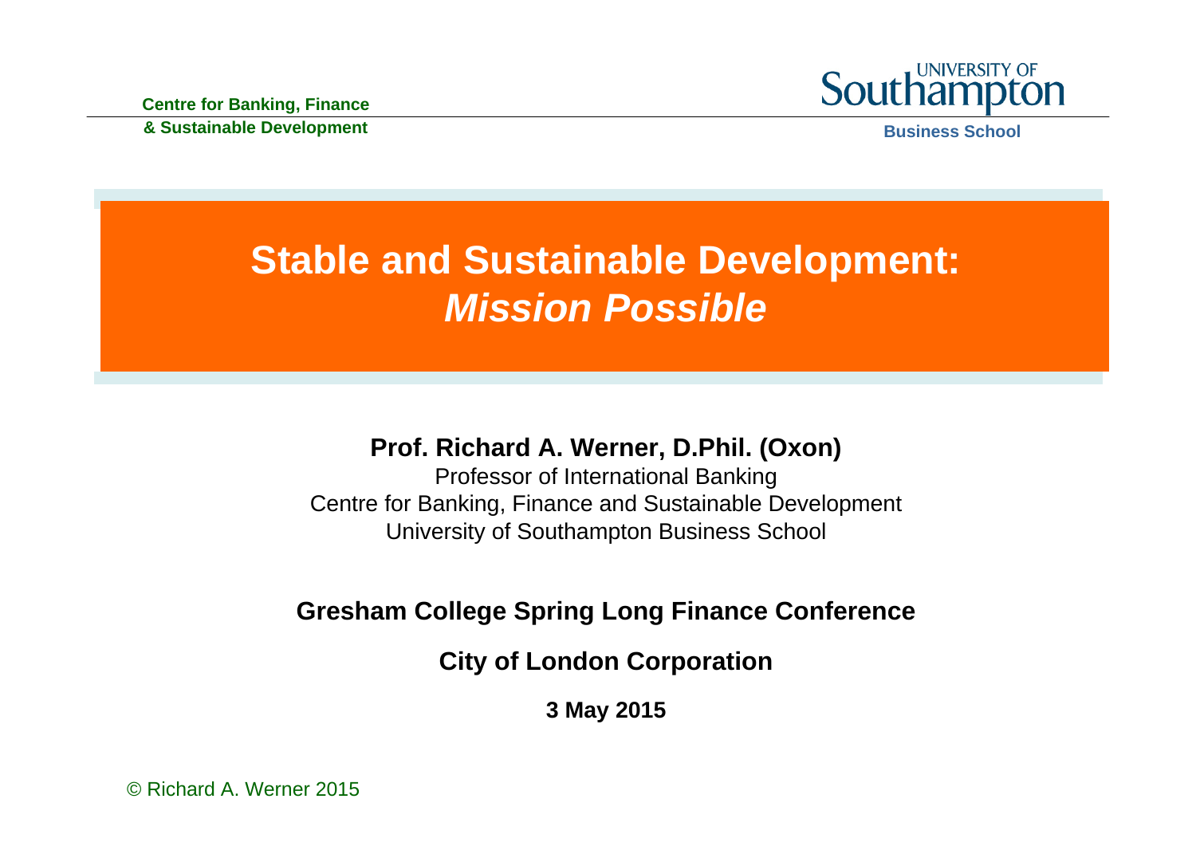Centre for Banking, Finance
& Sustainable Development

UNIVERSITY OF
Southampton
Business School

# Stable and Sustainable Development:
# *Mission Possible*

**Prof. Richard A. Werner, D.Phil. (Oxon)**

Professor of International Banking
Centre for Banking, Finance and Sustainable Development
University of Southampton Business School

**Gresham College Spring Long Finance Conference**

**City of London Corporation**

**3 May 2015**

© Richard A. Werner 2015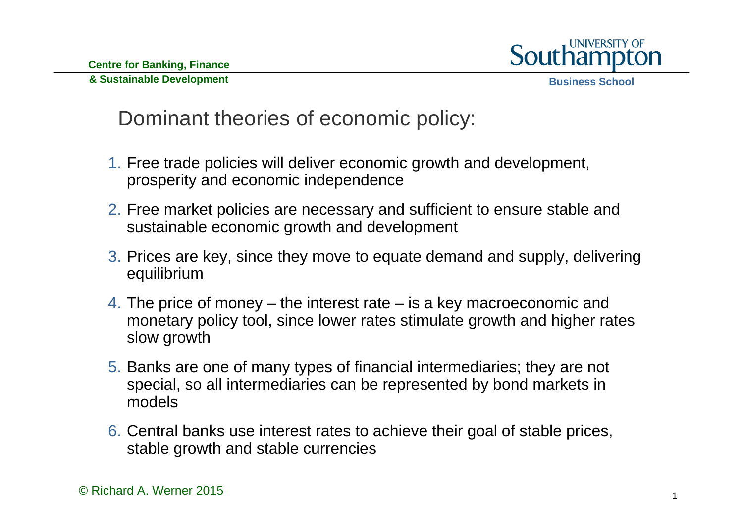# Dominant theories of economic policy:

1. Free trade policies will deliver economic growth and development, prosperity and economic independence
2. Free market policies are necessary and sufficient to ensure stable and sustainable economic growth and development
3. Prices are key, since they move to equate demand and supply, delivering equilibrium
4. The price of money – the interest rate – is a key macroeconomic and monetary policy tool, since lower rates stimulate growth and higher rates slow growth
5. Banks are one of many types of financial intermediaries; they are not special, so all intermediaries can be represented by bond markets in models
6. Central banks use interest rates to achieve their goal of stable prices, stable growth and stable currencies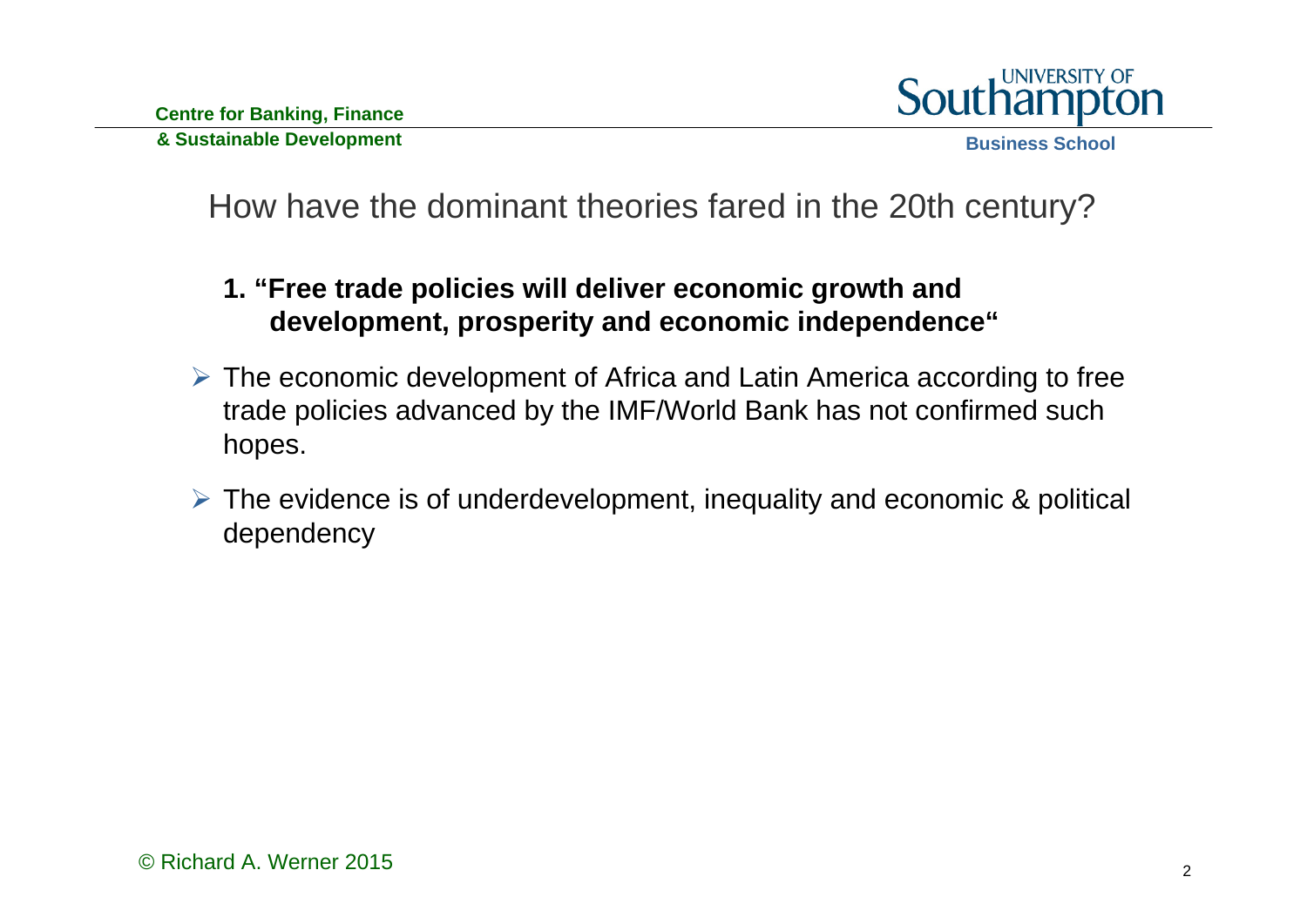# How have the dominant theories fared in the 20th century?

1. **"Free trade policies will deliver economic growth and development, prosperity and economic independence"**

- The economic development of Africa and Latin America according to free trade policies advanced by the IMF/World Bank has not confirmed such hopes.
- The evidence is of underdevelopment, inequality and economic & political dependency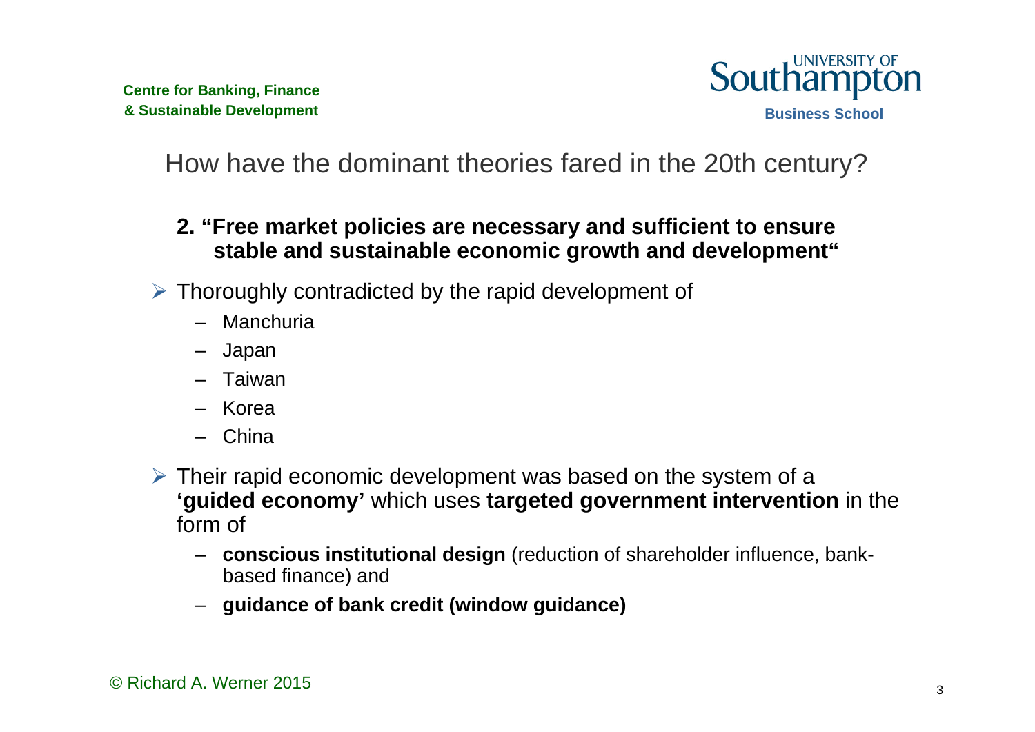# How have the dominant theories fared in the 20th century?

**2. "Free market policies are necessary and sufficient to ensure stable and sustainable economic growth and development"**

- Thoroughly contradicted by the rapid development of
  - Manchuria
  - Japan
  - Taiwan
  - Korea
  - China
- Their rapid economic development was based on the system of a **'guided economy'** which uses **targeted government intervention** in the form of
  - **conscious institutional design** (reduction of shareholder influence, bank-based finance) and
  - **guidance of bank credit (window guidance)**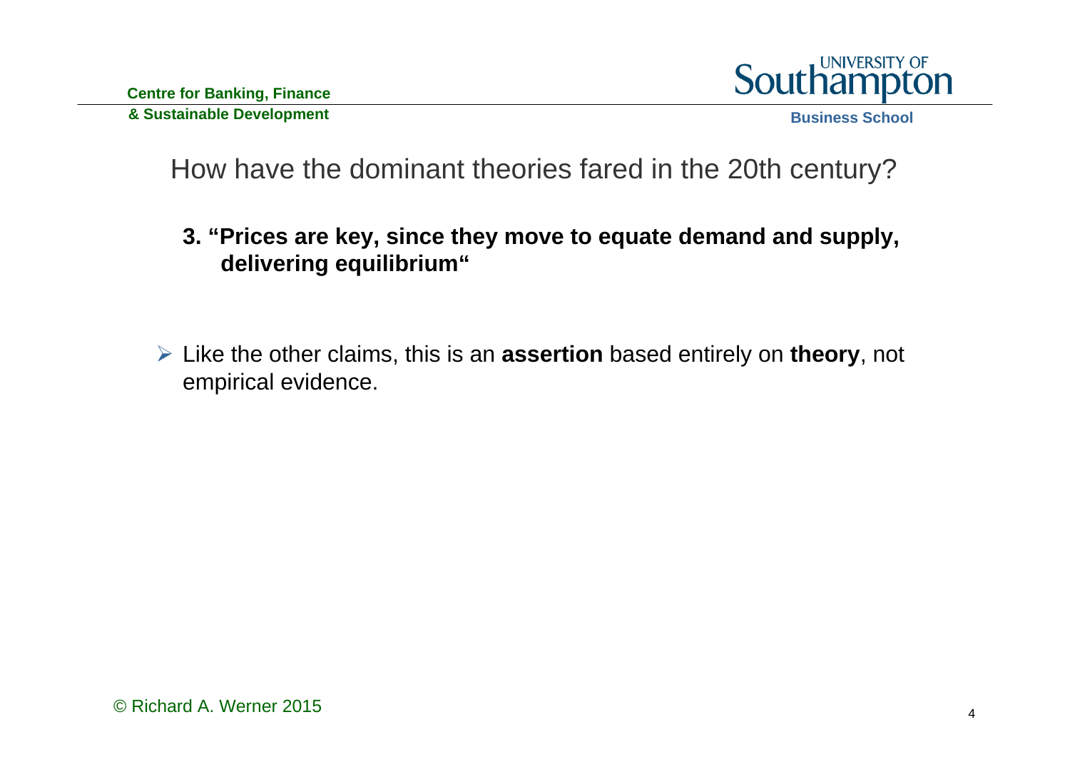## How have the dominant theories fared in the 20th century?

**3. "Prices are key, since they move to equate demand and supply, delivering equilibrium"**

- Like the other claims, this is an **assertion** based entirely on **theory**, not empirical evidence.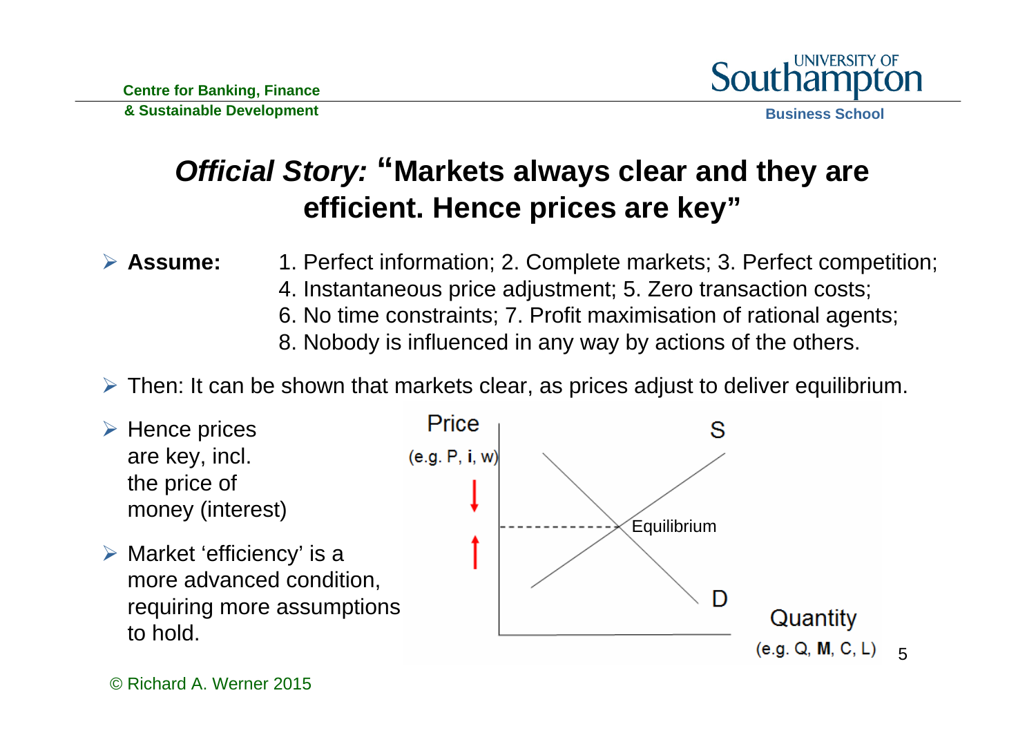# *Official Story:* "Markets always clear and they are efficient. Hence prices are key"

- **Assume:** 1. Perfect information; 2. Complete markets; 3. Perfect competition; 4. Instantaneous price adjustment; 5. Zero transaction costs; 6. No time constraints; 7. Profit maximisation of rational agents; 8. Nobody is influenced in any way by actions of the others.

- Then: It can be shown that markets clear, as prices adjust to deliver equilibrium.

- Hence prices are key, incl. the price of money (interest)

- Market 'efficiency' is a more advanced condition, requiring more assumptions to hold.

Price (e.g. P, **i**, w)

S

Equilibrium

D

Quantity (e.g. Q, **M**, C, L)

© Richard A. Werner 2015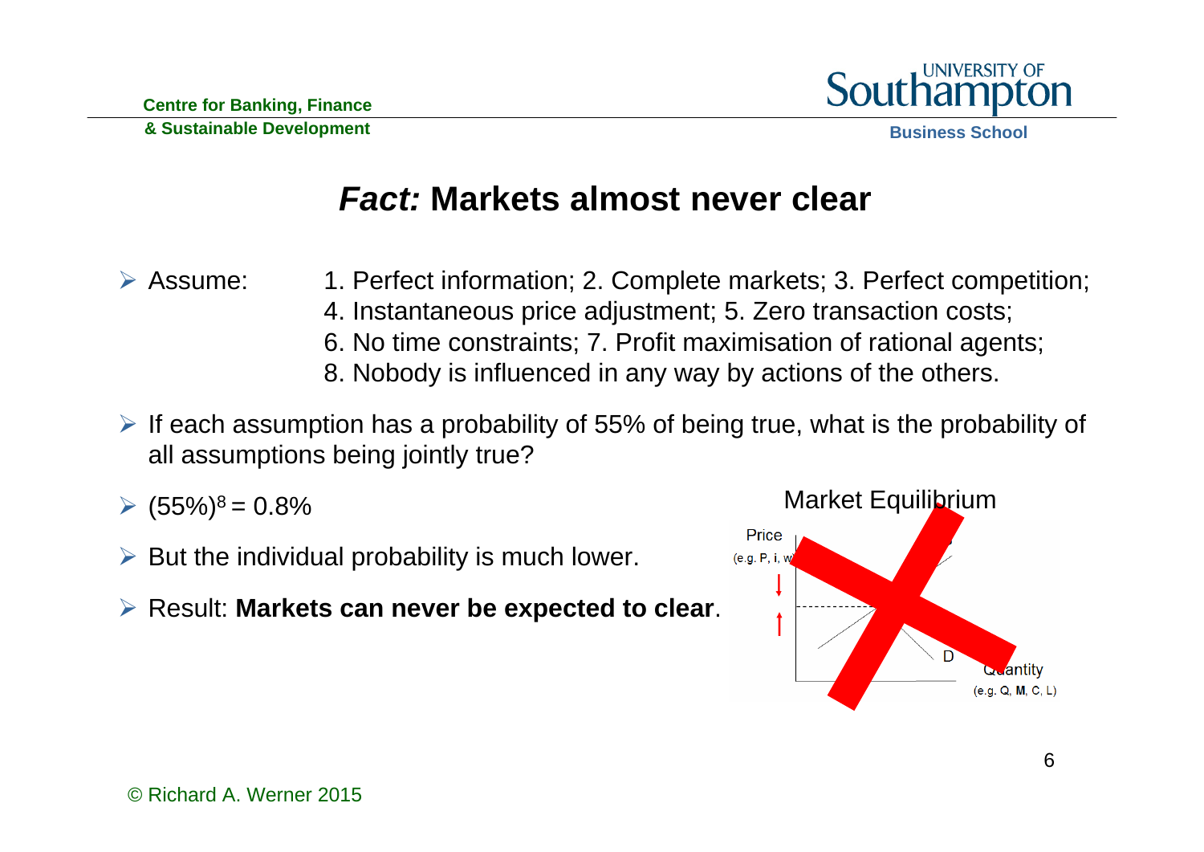# *Fact:* Markets almost never clear

- Assume: 1. Perfect information; 2. Complete markets; 3. Perfect competition; 4. Instantaneous price adjustment; 5. Zero transaction costs; 6. No time constraints; 7. Profit maximisation of rational agents; 8. Nobody is influenced in any way by actions of the others.
- If each assumption has a probability of 55% of being true, what is the probability of all assumptions being jointly true?
- $(55\%)^8 = 0.8\%$
- But the individual probability is much lower.
- Result: **Markets can never be expected to clear**.

Market Equilibrium

Price (e.g. P, i, w)

Quantity (e.g. Q, **M**, C, L)

D

© Richard A. Werner 2015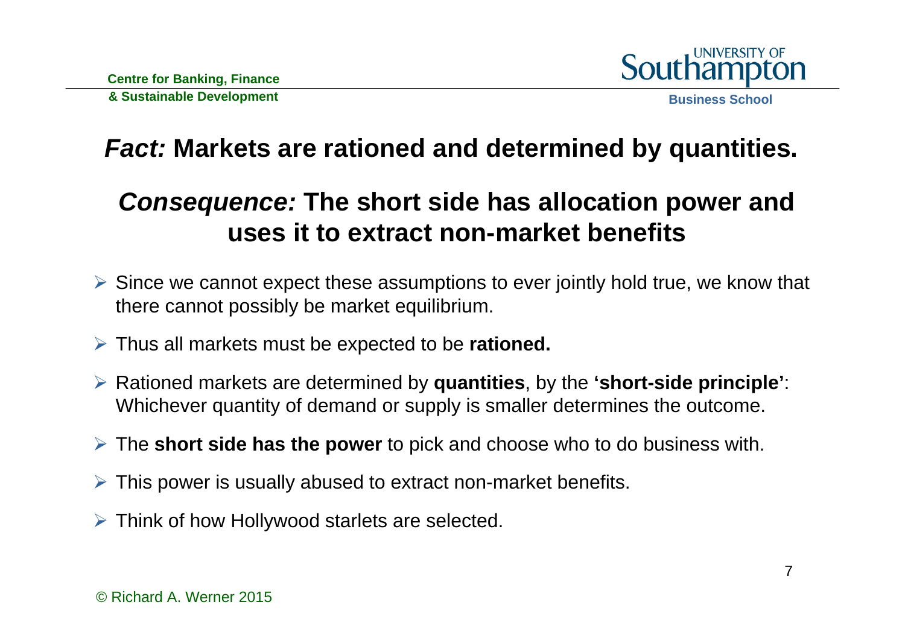# *Fact:* Markets are rationed and determined by quantities.

## *Consequence:* The short side has allocation power and uses it to extract non-market benefits

- Since we cannot expect these assumptions to ever jointly hold true, we know that there cannot possibly be market equilibrium.
- Thus all markets must be expected to be **rationed.**
- Rationed markets are determined by **quantities**, by the **'short-side principle'**: Whichever quantity of demand or supply is smaller determines the outcome.
- The **short side has the power** to pick and choose who to do business with.
- This power is usually abused to extract non-market benefits.
- Think of how Hollywood starlets are selected.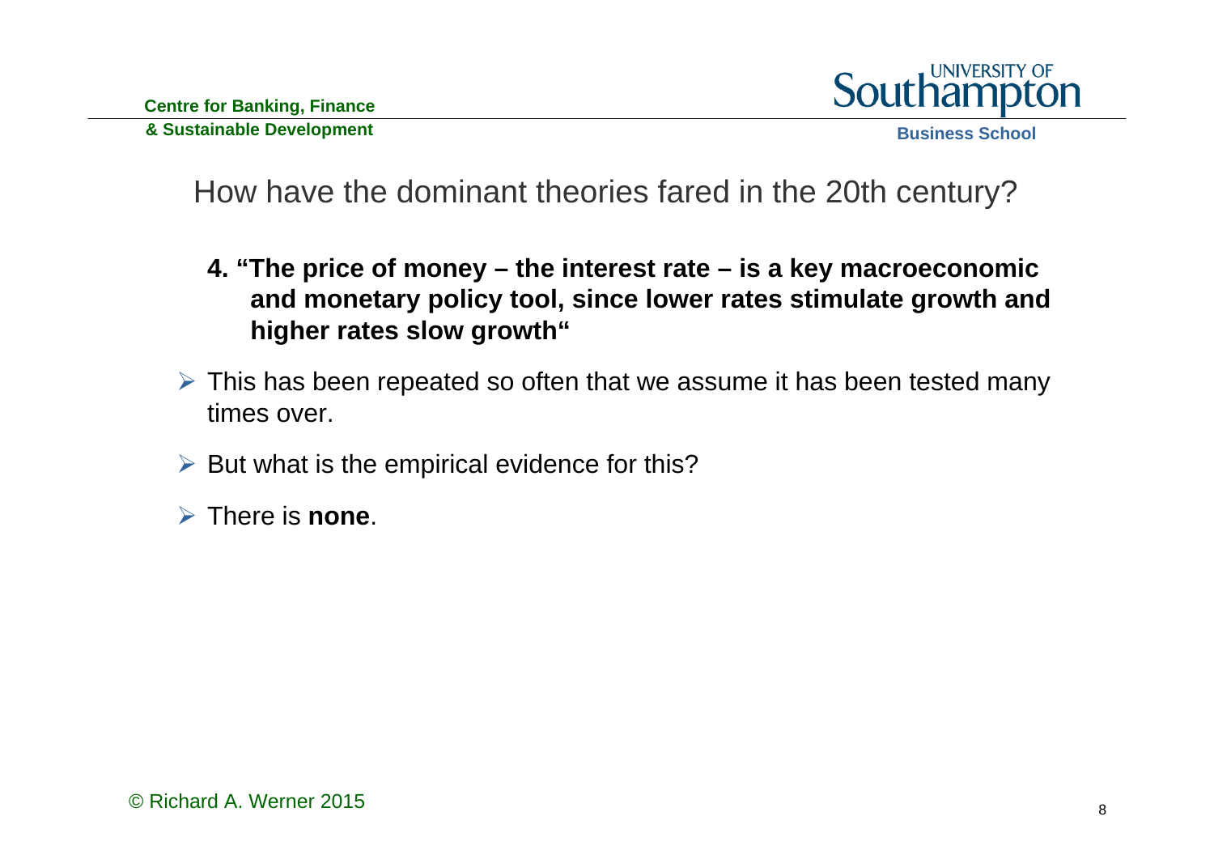## How have the dominant theories fared in the 20th century?

**4. "The price of money – the interest rate – is a key macroeconomic and monetary policy tool, since lower rates stimulate growth and higher rates slow growth"**

- This has been repeated so often that we assume it has been tested many times over.
- But what is the empirical evidence for this?
- There is **none**.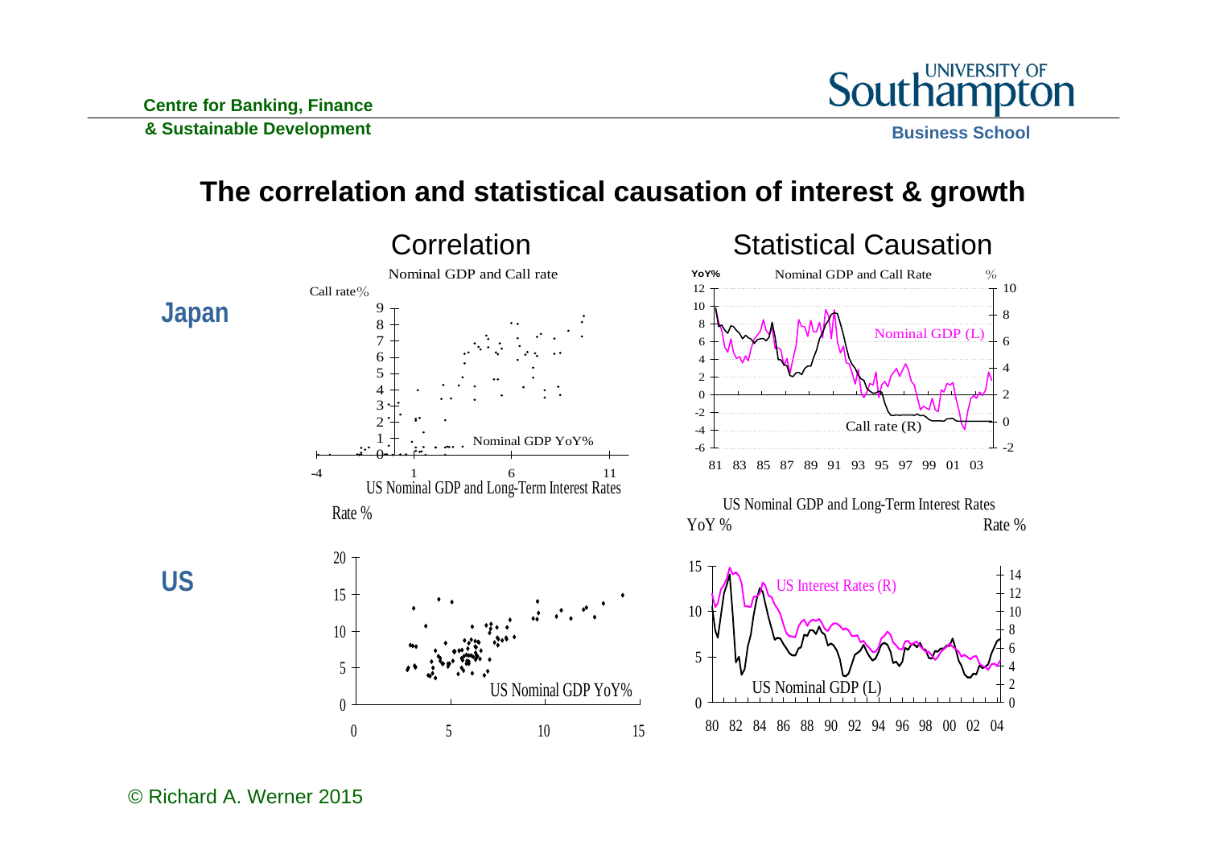# The correlation and statistical causation of interest & growth

## Correlation

**Japan**

Nominal GDP and Call rate

Call rate%

Nominal GDP YoY%

US Nominal GDP and Long-Term Interest Rates

Rate %

**US**

US Nominal GDP YoY%

## Statistical Causation

Nominal GDP and Call Rate

YoY% | %

Nominal GDP (L)

Call rate (R)

US Nominal GDP and Long-Term Interest Rates

YoY % | Rate %

US Interest Rates (R)

US Nominal GDP (L)

© Richard A. Werner 2015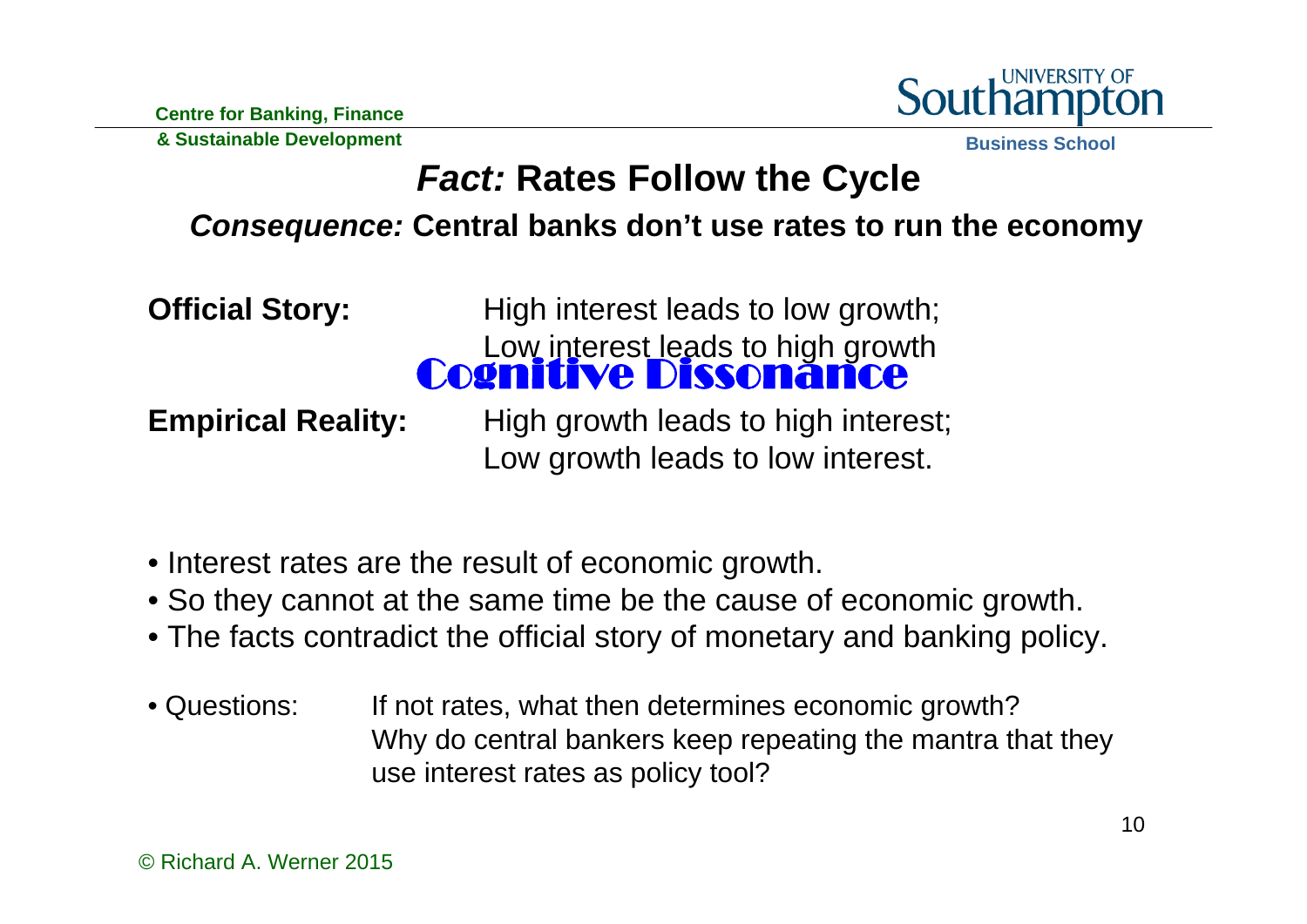# *Fact:* Rates Follow the Cycle

***Consequence:*** **Central banks don't use rates to run the economy**

**Official Story:** High interest leads to low growth; Low interest leads to high growth

**Cognitive Dissonance**

**Empirical Reality:** High growth leads to high interest; Low growth leads to low interest.

- Interest rates are the result of economic growth.
- So they cannot at the same time be the cause of economic growth.
- The facts contradict the official story of monetary and banking policy.

- Questions: If not rates, what then determines economic growth? Why do central bankers keep repeating the mantra that they use interest rates as policy tool?

© Richard A. Werner 2015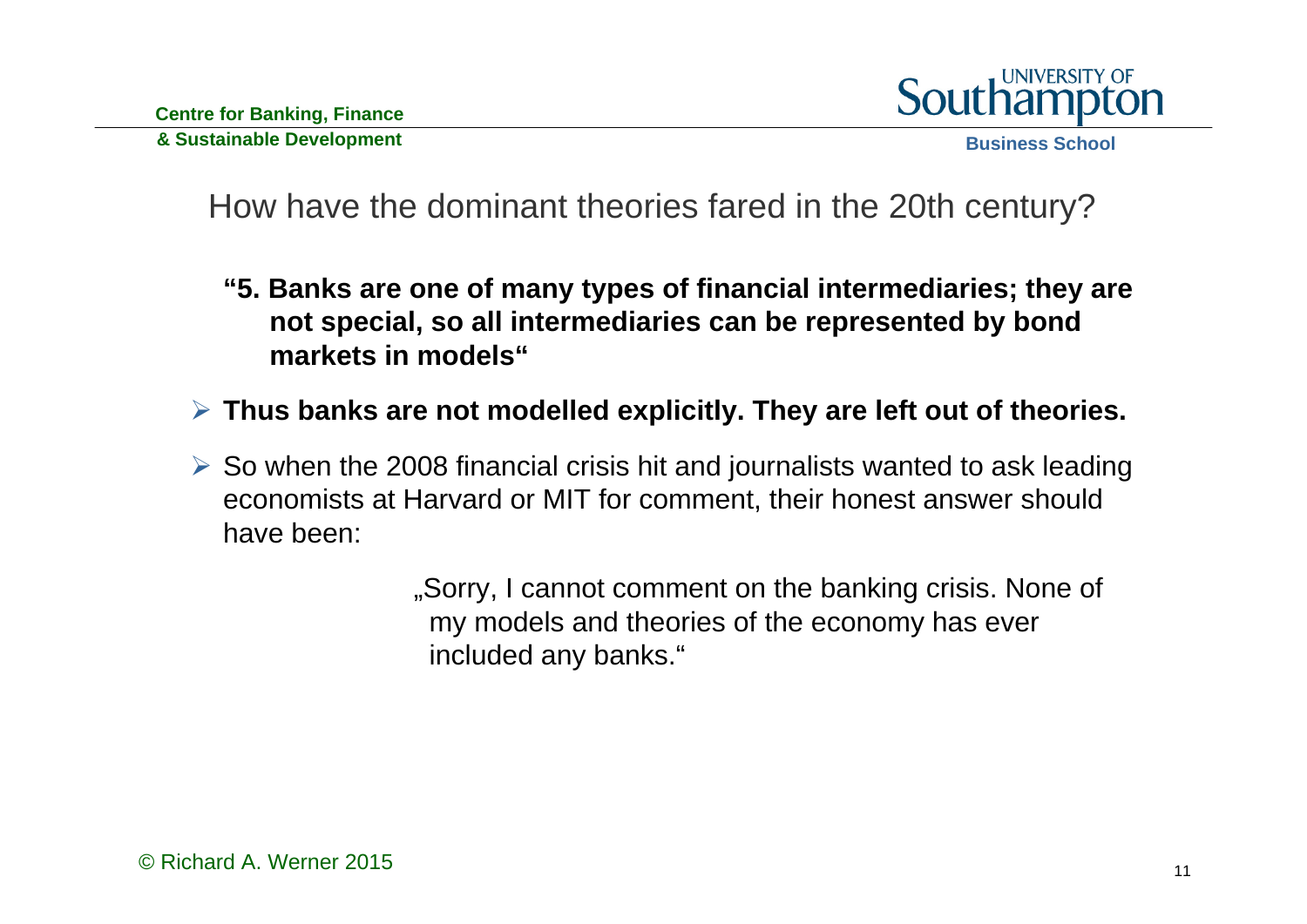## How have the dominant theories fared in the 20th century?

**"5. Banks are one of many types of financial intermediaries; they are not special, so all intermediaries can be represented by bond markets in models"**

- **Thus banks are not modelled explicitly. They are left out of theories.**
- So when the 2008 financial crisis hit and journalists wanted to ask leading economists at Harvard or MIT for comment, their honest answer should have been:

> „Sorry, I cannot comment on the banking crisis. None of my models and theories of the economy has ever included any banks."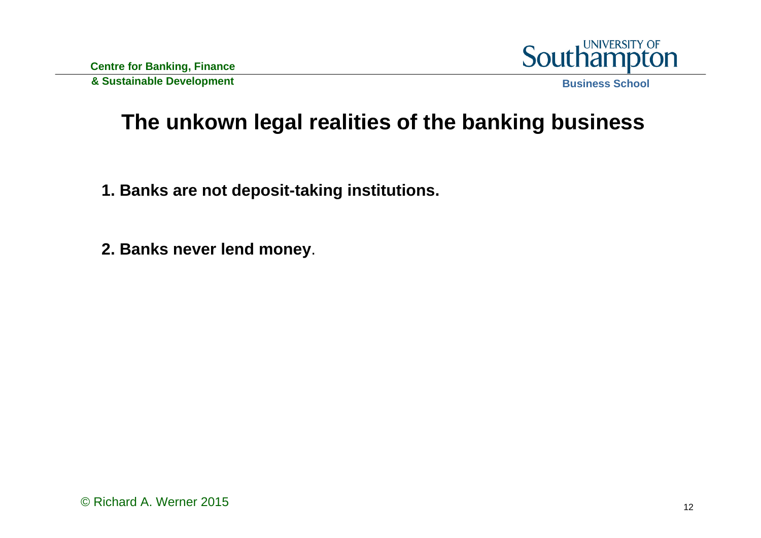# The unkown legal realities of the banking business

**1. Banks are not deposit-taking institutions.**

**2. Banks never lend money**.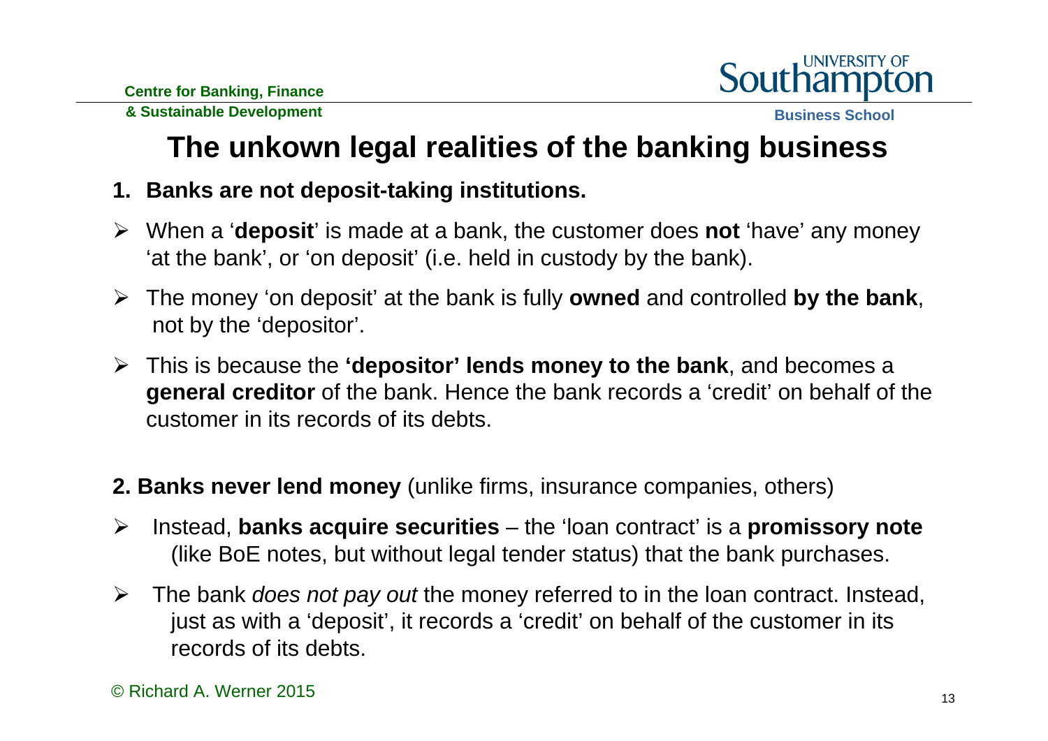# The unkown legal realities of the banking business

**1. Banks are not deposit-taking institutions.**

- When a '**deposit**' is made at a bank, the customer does **not** 'have' any money 'at the bank', or 'on deposit' (i.e. held in custody by the bank).
- The money 'on deposit' at the bank is fully **owned** and controlled **by the bank**, not by the 'depositor'.
- This is because the **'depositor' lends money to the bank**, and becomes a **general creditor** of the bank. Hence the bank records a 'credit' on behalf of the customer in its records of its debts.

**2. Banks never lend money** (unlike firms, insurance companies, others)

- Instead, **banks acquire securities** – the 'loan contract' is a **promissory note** (like BoE notes, but without legal tender status) that the bank purchases.
- The bank *does not pay out* the money referred to in the loan contract. Instead, just as with a 'deposit', it records a 'credit' on behalf of the customer in its records of its debts.

© Richard A. Werner 2015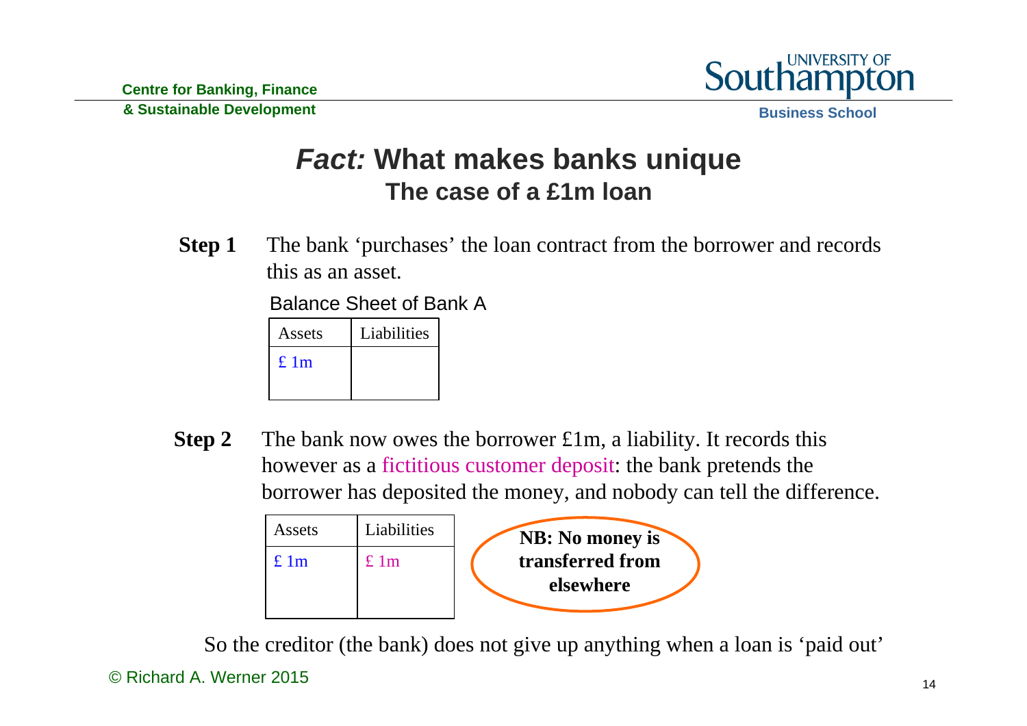# *Fact:* What makes banks unique

## The case of a £1m loan

**Step 1** The bank 'purchases' the loan contract from the borrower and records this as an asset.

Balance Sheet of Bank A

| Assets | Liabilities |
| --- | --- |
| £ 1m | |

**Step 2** The bank now owes the borrower £1m, a liability. It records this however as a fictitious customer deposit: the bank pretends the borrower has deposited the money, and nobody can tell the difference.

| Assets | Liabilities |
| --- | --- |
| £ 1m | £ 1m |

**NB: No money is transferred from elsewhere**

So the creditor (the bank) does not give up anything when a loan is 'paid out'

© Richard A. Werner 2015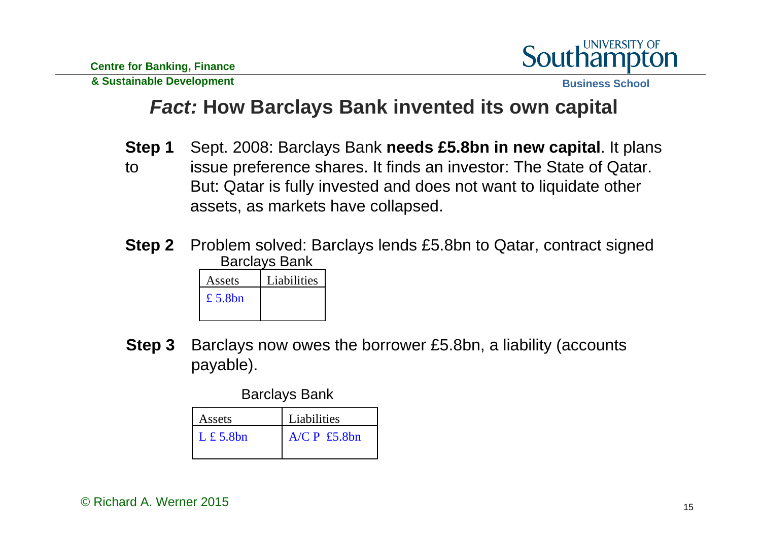# *Fact:* How Barclays Bank invented its own capital

**Step 1** Sept. 2008: Barclays Bank **needs £5.8bn in new capital**. It plans to issue preference shares. It finds an investor: The State of Qatar. But: Qatar is fully invested and does not want to liquidate other assets, as markets have collapsed.

**Step 2** Problem solved: Barclays lends £5.8bn to Qatar, contract signed

Barclays Bank

| Assets | Liabilities |
| --- | --- |
| £ 5.8bn | |

**Step 3** Barclays now owes the borrower £5.8bn, a liability (accounts payable).

Barclays Bank

| Assets | Liabilities |
| --- | --- |
| L £ 5.8bn | A/C P £5.8bn |

© Richard A. Werner 2015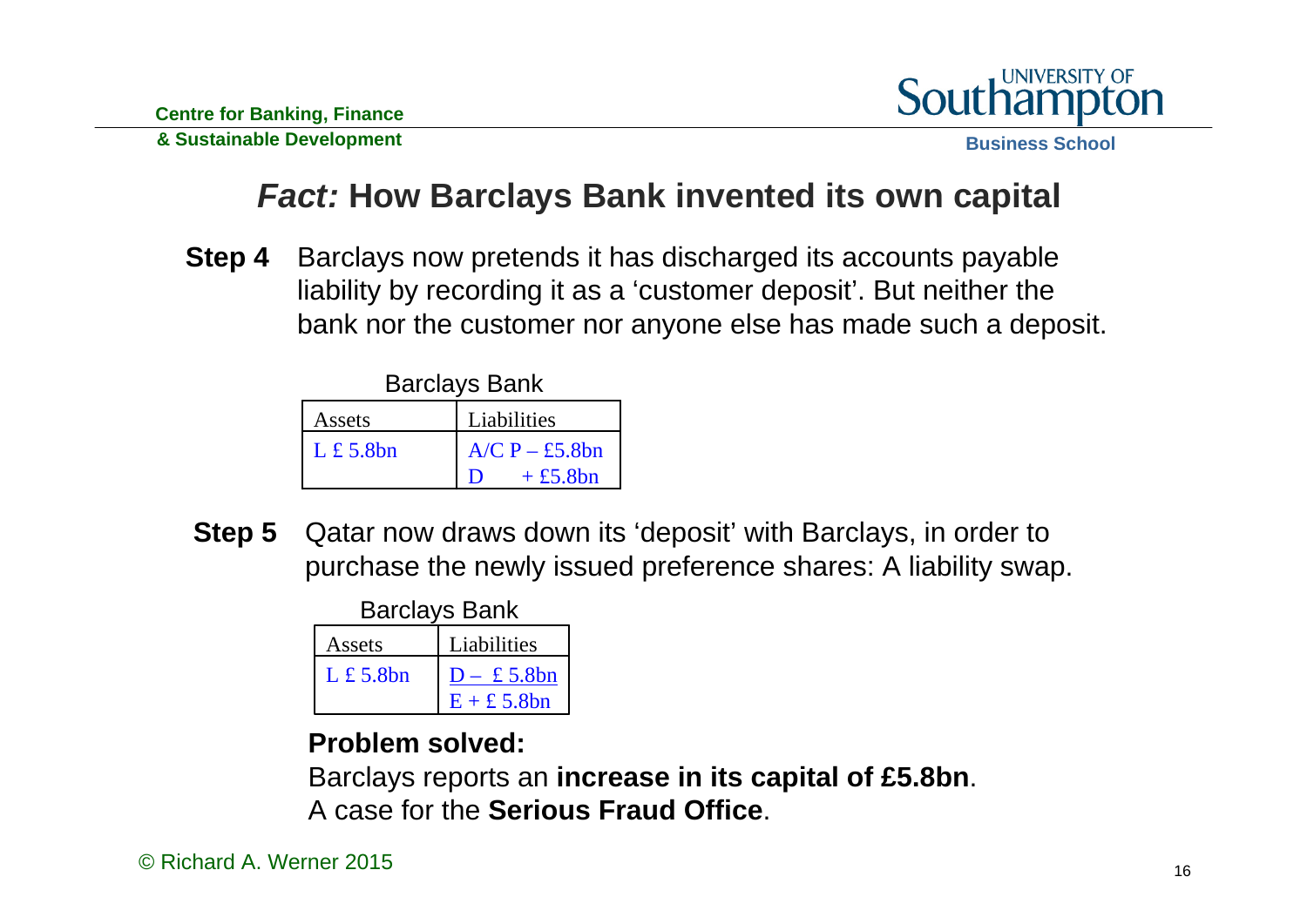# *Fact:* How Barclays Bank invented its own capital

**Step 4** Barclays now pretends it has discharged its accounts payable liability by recording it as a 'customer deposit'. But neither the bank nor the customer nor anyone else has made such a deposit.

Barclays Bank

| Assets | Liabilities |
|---|---|
| L £ 5.8bn | A/C P – £5.8bn<br>D + £5.8bn |

**Step 5** Qatar now draws down its 'deposit' with Barclays, in order to purchase the newly issued preference shares: A liability swap.

Barclays Bank

| Assets | Liabilities |
|---|---|
| L £ 5.8bn | D – £ 5.8bn<br>E + £ 5.8bn |

**Problem solved:**

Barclays reports an **increase in its capital of £5.8bn**.

A case for the **Serious Fraud Office**.

© Richard A. Werner 2015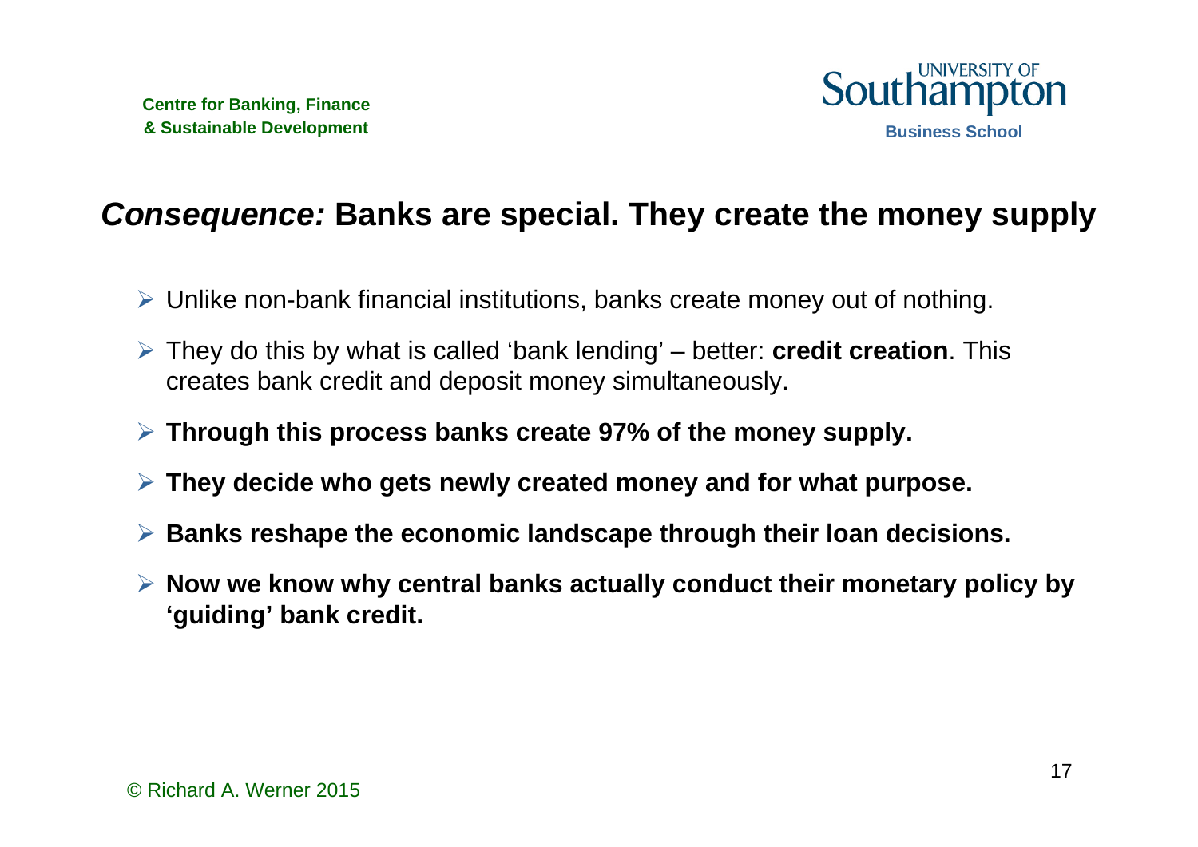## *Consequence:* Banks are special. They create the money supply

- Unlike non-bank financial institutions, banks create money out of nothing.
- They do this by what is called 'bank lending' – better: **credit creation**. This creates bank credit and deposit money simultaneously.
- **Through this process banks create 97% of the money supply.**
- **They decide who gets newly created money and for what purpose.**
- **Banks reshape the economic landscape through their loan decisions.**
- **Now we know why central banks actually conduct their monetary policy by 'guiding' bank credit.**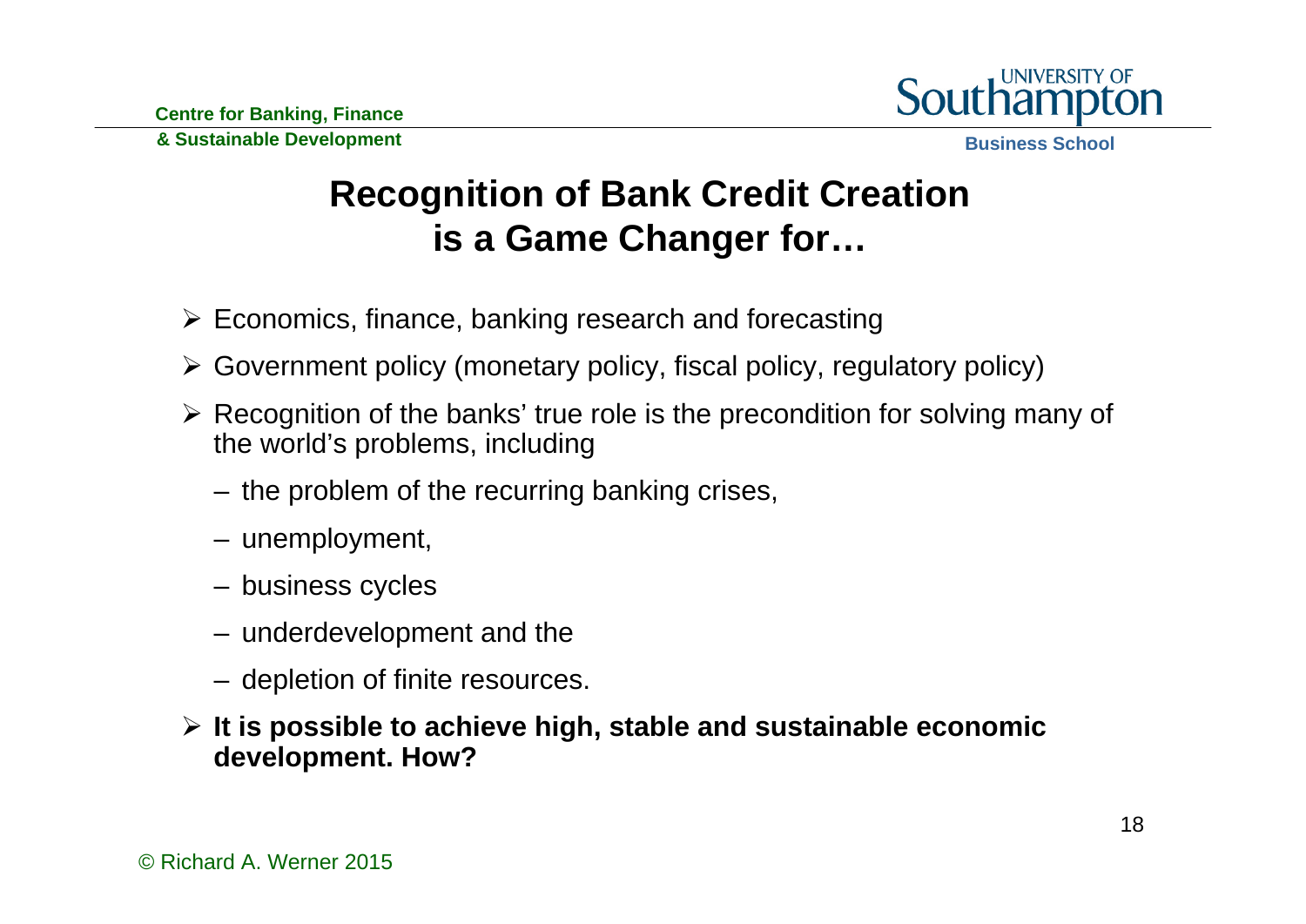# Recognition of Bank Credit Creation is a Game Changer for…

- Economics, finance, banking research and forecasting
- Government policy (monetary policy, fiscal policy, regulatory policy)
- Recognition of the banks' true role is the precondition for solving many of the world's problems, including
  - the problem of the recurring banking crises,
  - unemployment,
  - business cycles
  - underdevelopment and the
  - depletion of finite resources.
- **It is possible to achieve high, stable and sustainable economic development. How?**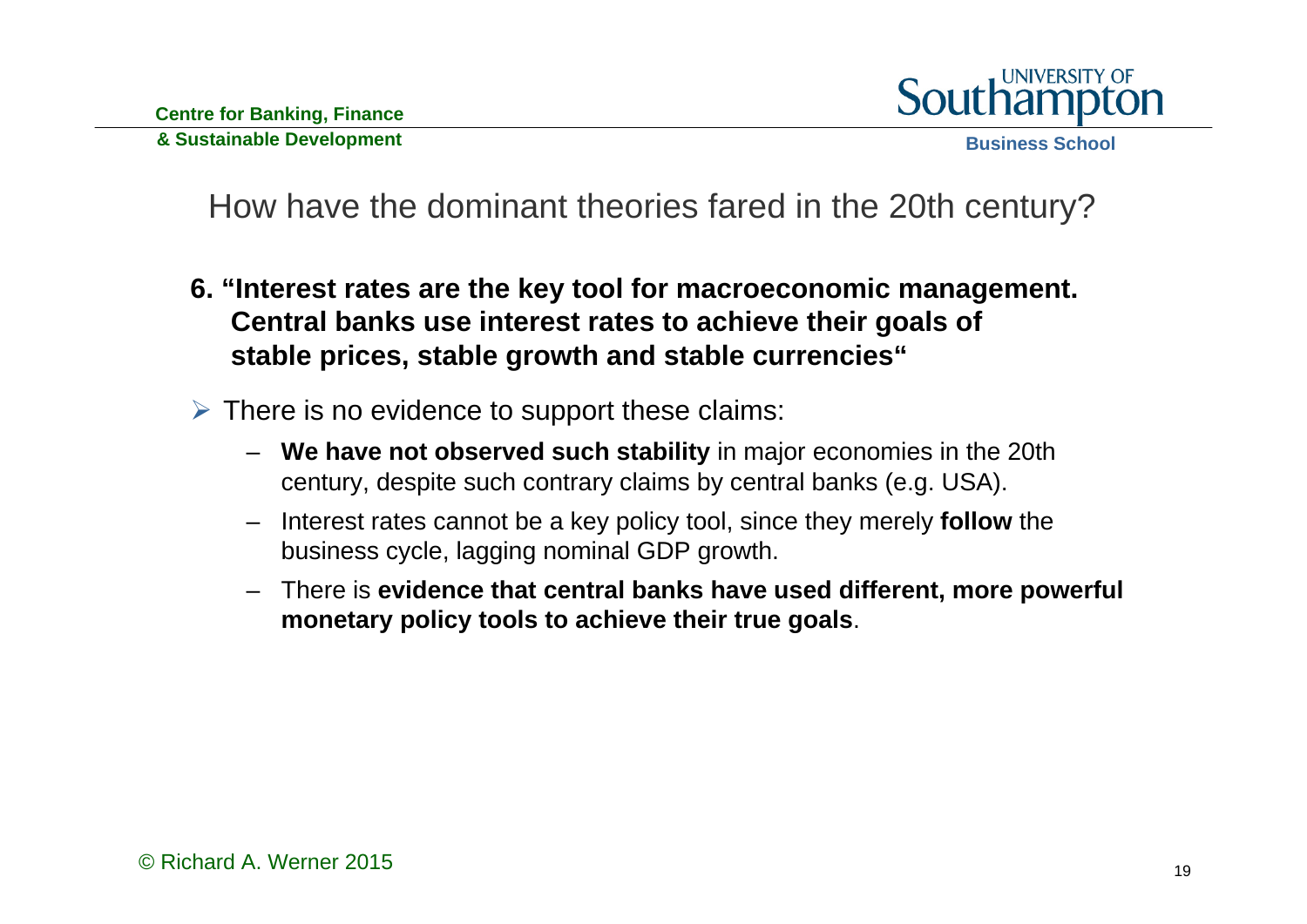# How have the dominant theories fared in the 20th century?

**6. "Interest rates are the key tool for macroeconomic management. Central banks use interest rates to achieve their goals of stable prices, stable growth and stable currencies"**

- There is no evidence to support these claims:
  - **We have not observed such stability** in major economies in the 20th century, despite such contrary claims by central banks (e.g. USA).
  - Interest rates cannot be a key policy tool, since they merely **follow** the business cycle, lagging nominal GDP growth.
  - There is **evidence that central banks have used different, more powerful monetary policy tools to achieve their true goals**.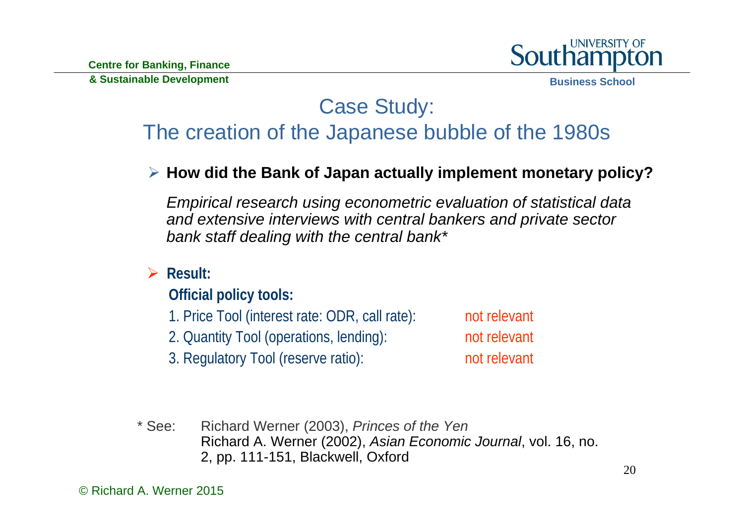# Case Study:
# The creation of the Japanese bubble of the 1980s

- **How did the Bank of Japan actually implement monetary policy?**

  *Empirical research using econometric evaluation of statistical data and extensive interviews with central bankers and private sector bank staff dealing with the central bank\**

- **Result:**

  **Official policy tools:**

  1. Price Tool (interest rate: ODR, call rate): not relevant
  2. Quantity Tool (operations, lending): not relevant
  3. Regulatory Tool (reserve ratio): not relevant

\* See: Richard Werner (2003), *Princes of the Yen*
Richard A. Werner (2002), *Asian Economic Journal*, vol. 16, no. 2, pp. 111-151, Blackwell, Oxford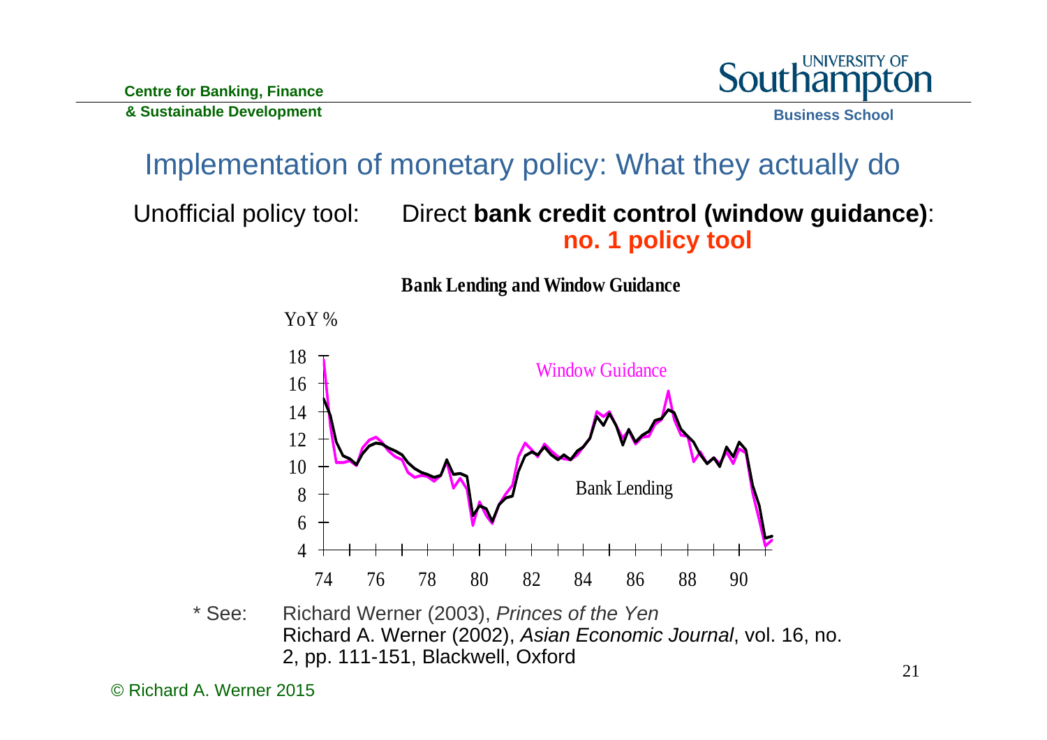# Implementation of monetary policy: What they actually do

Unofficial policy tool: Direct **bank credit control (window guidance)**: **no. 1 policy tool**

**Bank Lending and Window Guidance**

YoY %

Window Guidance

Bank Lending

\* See: Richard Werner (2003), *Princes of the Yen*
Richard A. Werner (2002), *Asian Economic Journal*, vol. 16, no. 2, pp. 111-151, Blackwell, Oxford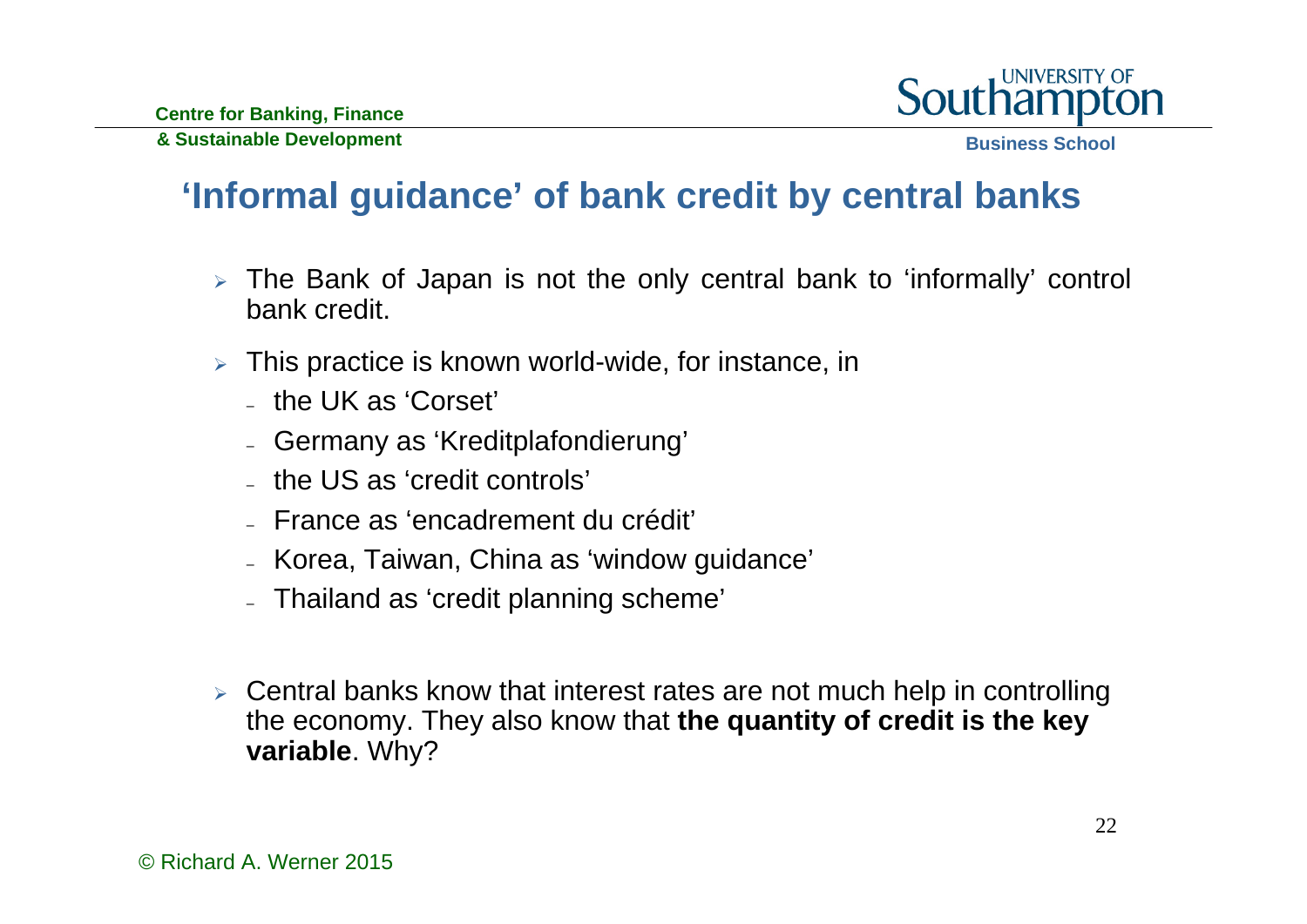# ‘Informal guidance’ of bank credit by central banks

- The Bank of Japan is not the only central bank to ‘informally’ control bank credit.
- This practice is known world-wide, for instance, in
  - the UK as ‘Corset’
  - Germany as ‘Kreditplafondierung’
  - the US as ‘credit controls’
  - France as ‘encadrement du crédit’
  - Korea, Taiwan, China as ‘window guidance’
  - Thailand as ‘credit planning scheme’
- Central banks know that interest rates are not much help in controlling the economy. They also know that **the quantity of credit is the key variable**. Why?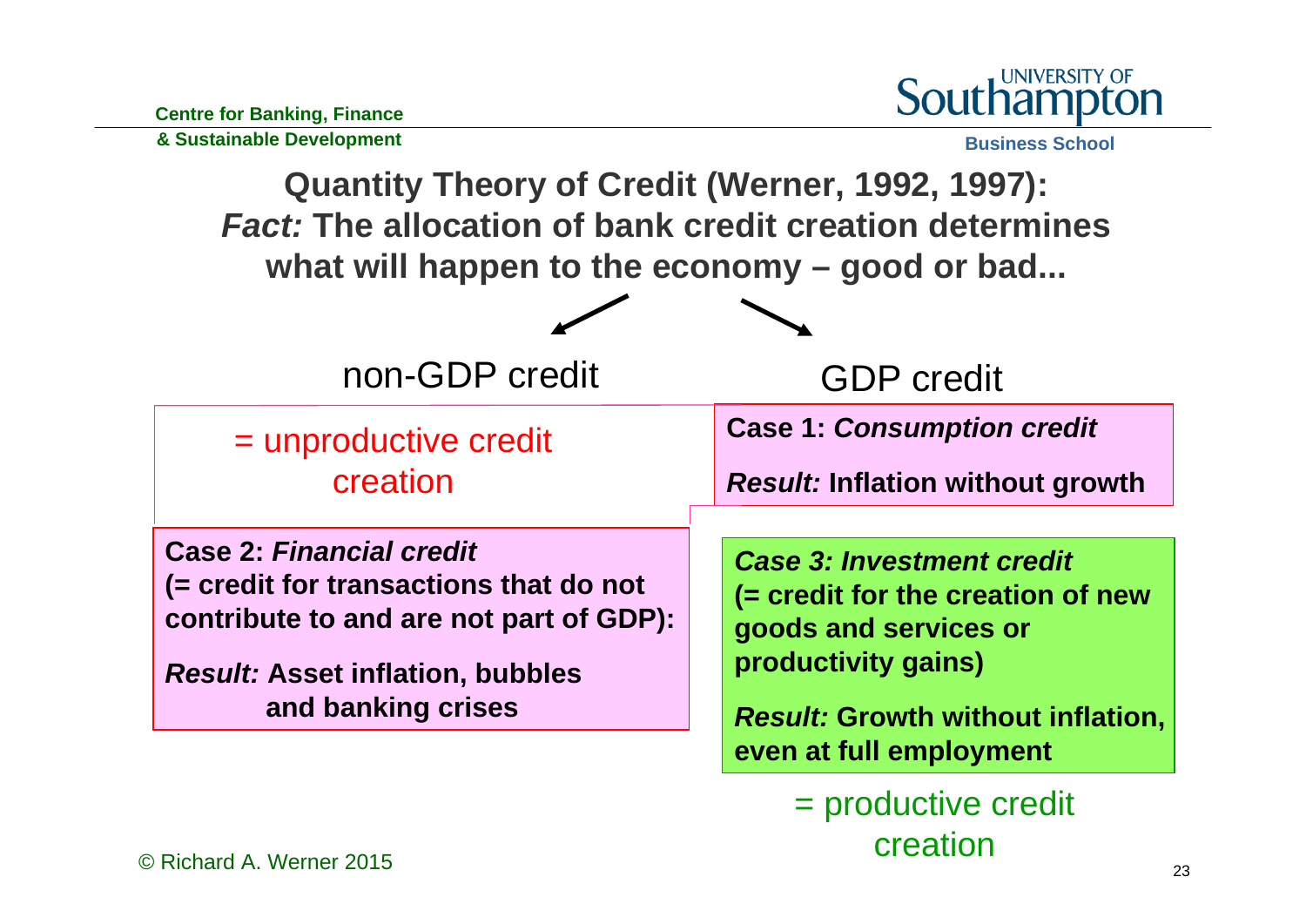# Quantity Theory of Credit (Werner, 1992, 1997):
## *Fact:* The allocation of bank credit creation determines what will happen to the economy – good or bad...

non-GDP credit

= unproductive credit creation

**Case 2:** ***Financial credit***
**(= credit for transactions that do not contribute to and are not part of GDP):**

***Result:*** **Asset inflation, bubbles and banking crises**

GDP credit

**Case 1:** ***Consumption credit***

***Result:*** **Inflation without growth**

***Case 3: Investment credit***
**(= credit for the creation of new goods and services or productivity gains)**

***Result:*** **Growth without inflation, even at full employment**

= productive credit creation

© Richard A. Werner 2015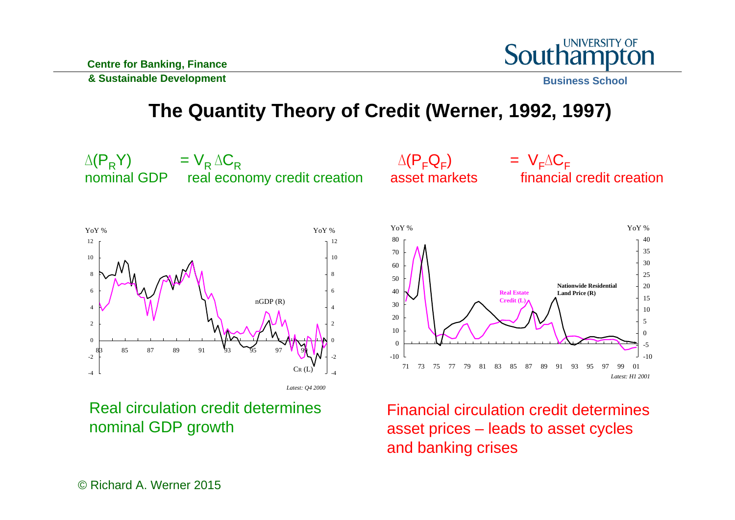# The Quantity Theory of Credit (Werner, 1992, 1997)

$\Delta(P_R Y) = V_R \Delta C_R$

nominal GDP — real economy credit creation

$\Delta(P_F Q_F) = V_F \Delta C_F$

asset markets — financial credit creation

Real circulation credit determines nominal GDP growth

Financial circulation credit determines asset prices – leads to asset cycles and banking crises

© Richard A. Werner 2015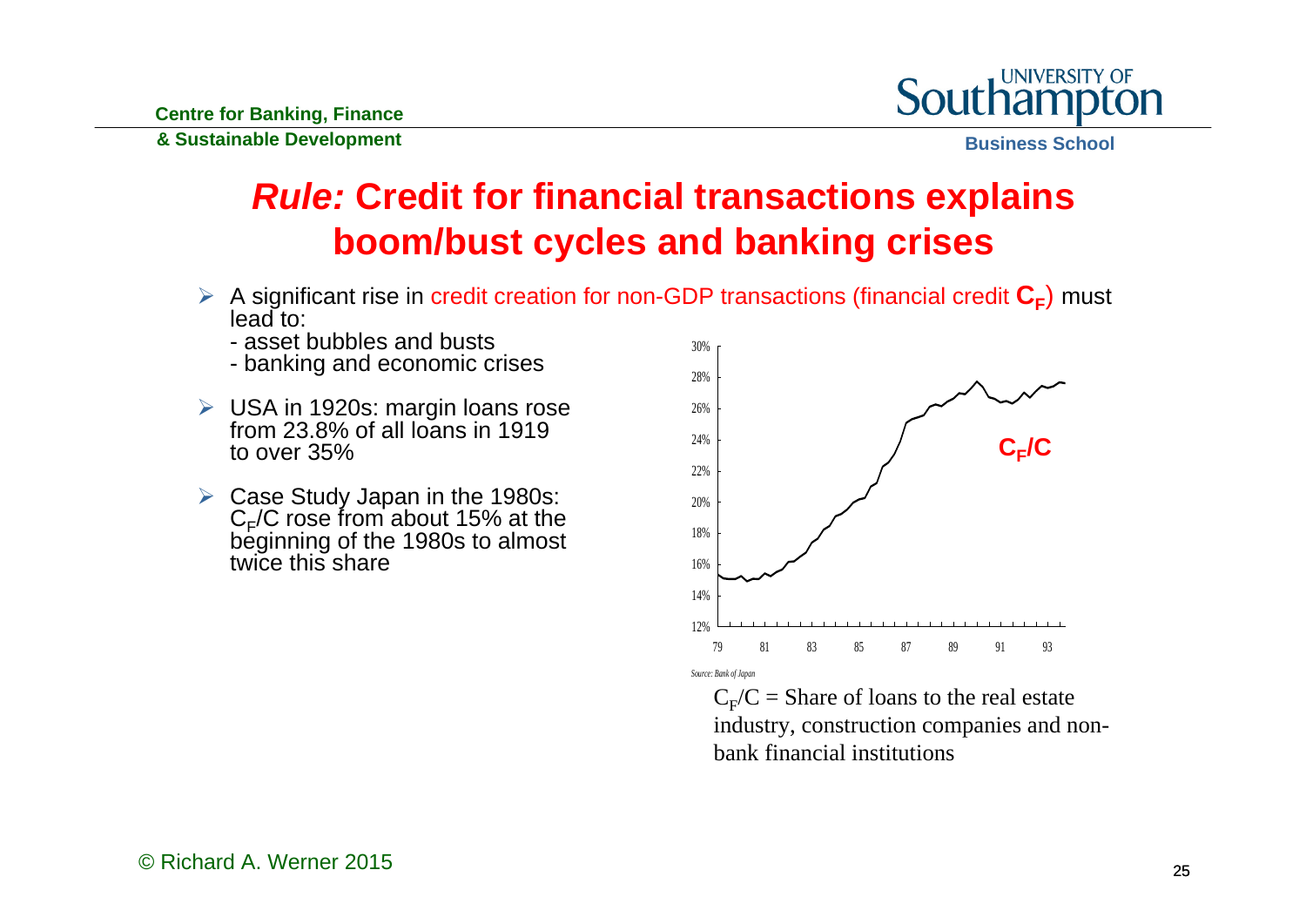# *Rule:* Credit for financial transactions explains boom/bust cycles and banking crises

- A significant rise in credit creation for non-GDP transactions (financial credit $C_F$) must lead to:
  - asset bubbles and busts
  - banking and economic crises
- USA in 1920s: margin loans rose from 23.8% of all loans in 1919 to over 35%
- Case Study Japan in the 1980s: $C_F/C$ rose from about 15% at the beginning of the 1980s to almost twice this share

Source: Bank of Japan

$C_F/C$ = Share of loans to the real estate industry, construction companies and non-bank financial institutions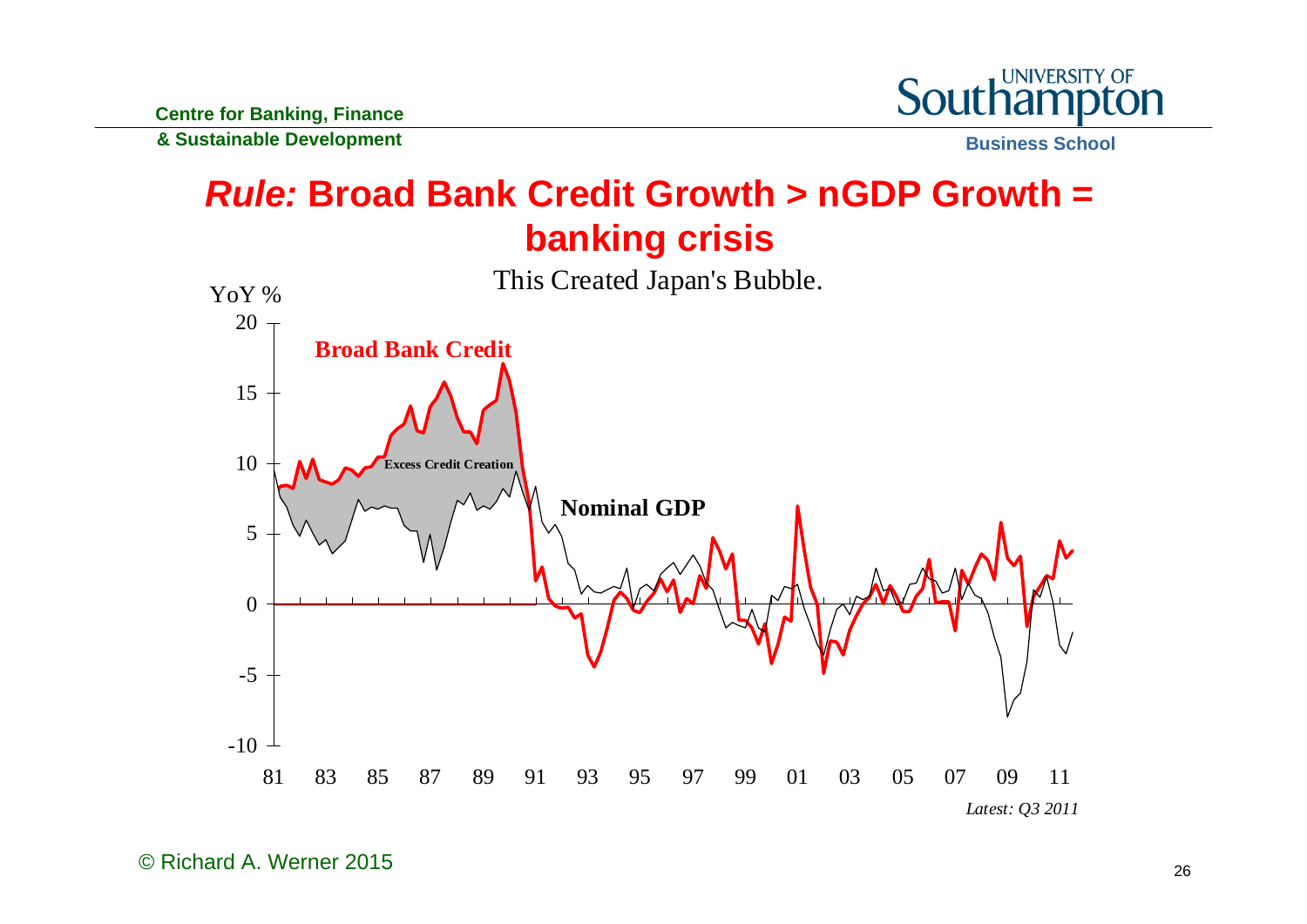# *Rule:* Broad Bank Credit Growth > nGDP Growth = banking crisis

This Created Japan's Bubble.

YoY %

Broad Bank Credit

Excess Credit Creation

Nominal GDP

*Latest: Q3 2011*

© Richard A. Werner 2015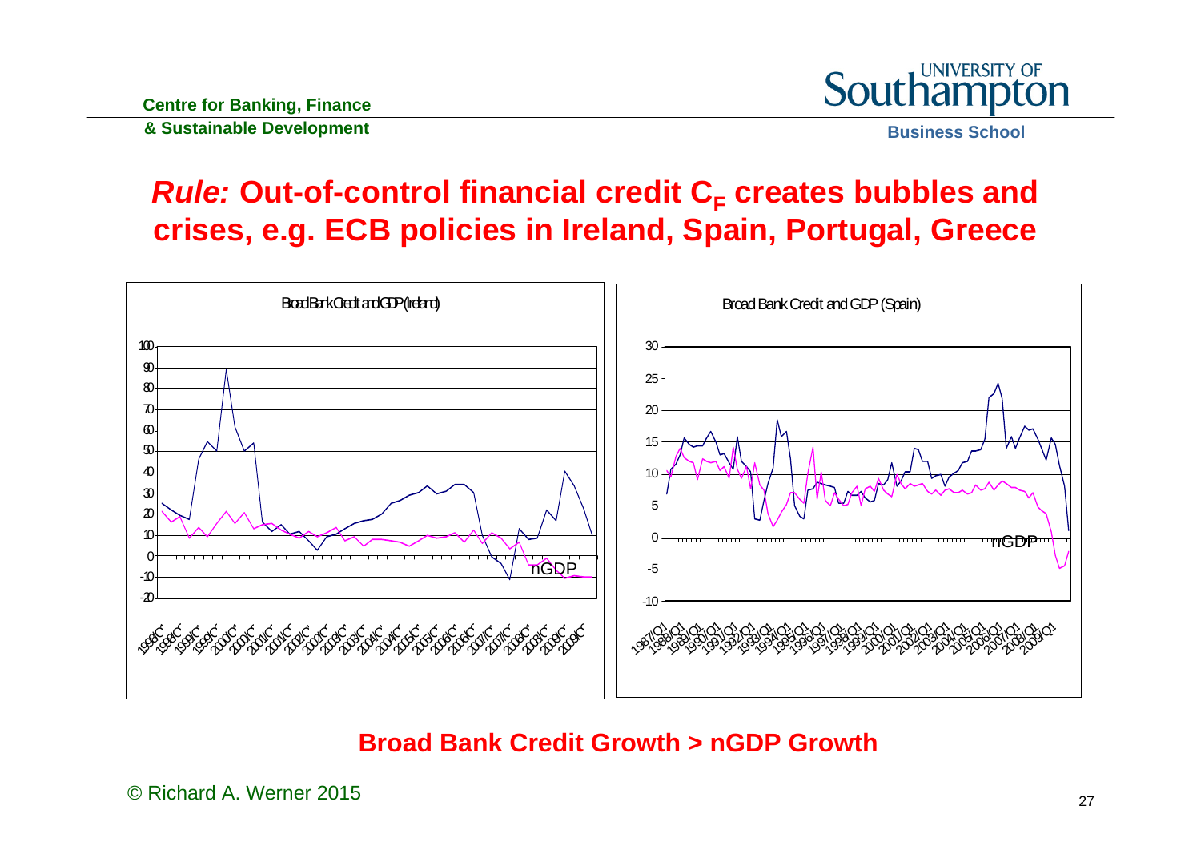# *Rule:* Out-of-control financial credit $C_F$ creates bubbles and crises, e.g. ECB policies in Ireland, Spain, Portugal, Greece

Broad Bank Credit and GDP (Ireland)

Broad Bank Credit and GDP (Spain)

**Broad Bank Credit Growth > nGDP Growth**

© Richard A. Werner 2015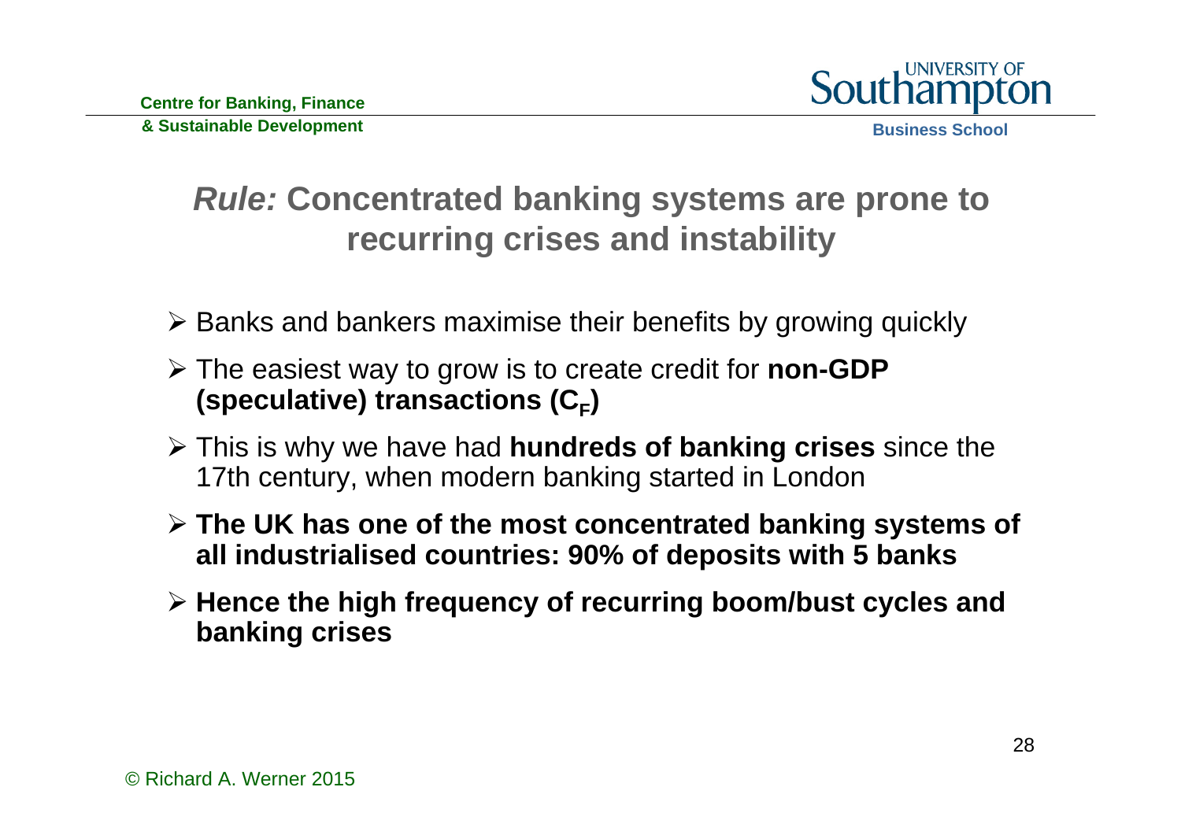# *Rule:* Concentrated banking systems are prone to recurring crises and instability

- Banks and bankers maximise their benefits by growing quickly
- The easiest way to grow is to create credit for **non-GDP (speculative) transactions ($C_F$)**
- This is why we have had **hundreds of banking crises** since the 17th century, when modern banking started in London
- **The UK has one of the most concentrated banking systems of all industrialised countries: 90% of deposits with 5 banks**
- **Hence the high frequency of recurring boom/bust cycles and banking crises**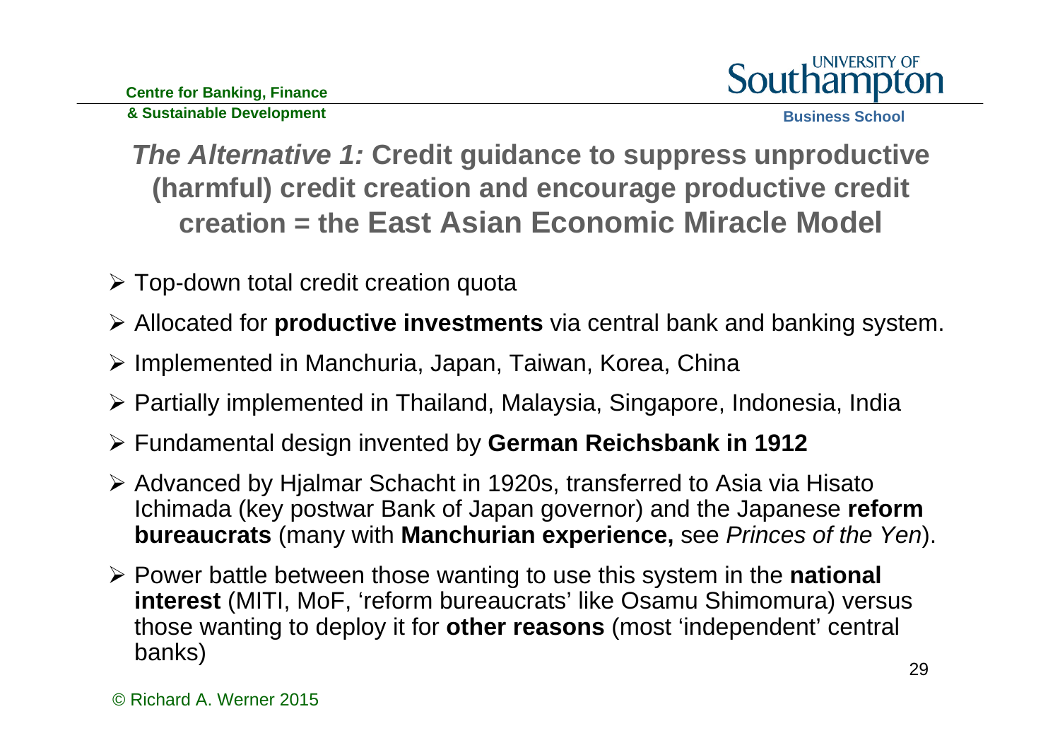## *The Alternative 1:* Credit guidance to suppress unproductive (harmful) credit creation and encourage productive credit creation = the East Asian Economic Miracle Model

- Top-down total credit creation quota
- Allocated for **productive investments** via central bank and banking system.
- Implemented in Manchuria, Japan, Taiwan, Korea, China
- Partially implemented in Thailand, Malaysia, Singapore, Indonesia, India
- Fundamental design invented by **German Reichsbank in 1912**
- Advanced by Hjalmar Schacht in 1920s, transferred to Asia via Hisato Ichimada (key postwar Bank of Japan governor) and the Japanese **reform bureaucrats** (many with **Manchurian experience,** see *Princes of the Yen*).
- Power battle between those wanting to use this system in the **national interest** (MITI, MoF, 'reform bureaucrats' like Osamu Shimomura) versus those wanting to deploy it for **other reasons** (most 'independent' central banks)

© Richard A. Werner 2015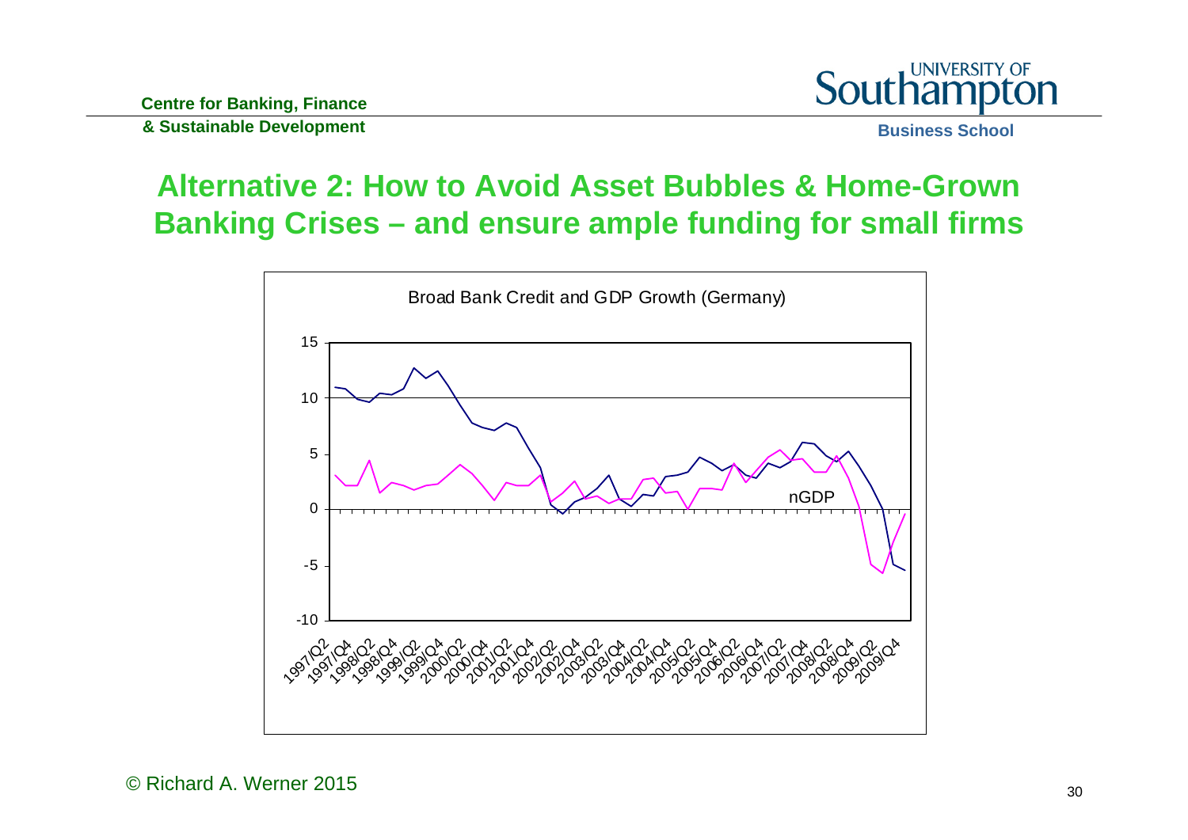# Alternative 2: How to Avoid Asset Bubbles & Home-Grown Banking Crises – and ensure ample funding for small firms

Broad Bank Credit and GDP Growth (Germany)

© Richard A. Werner 2015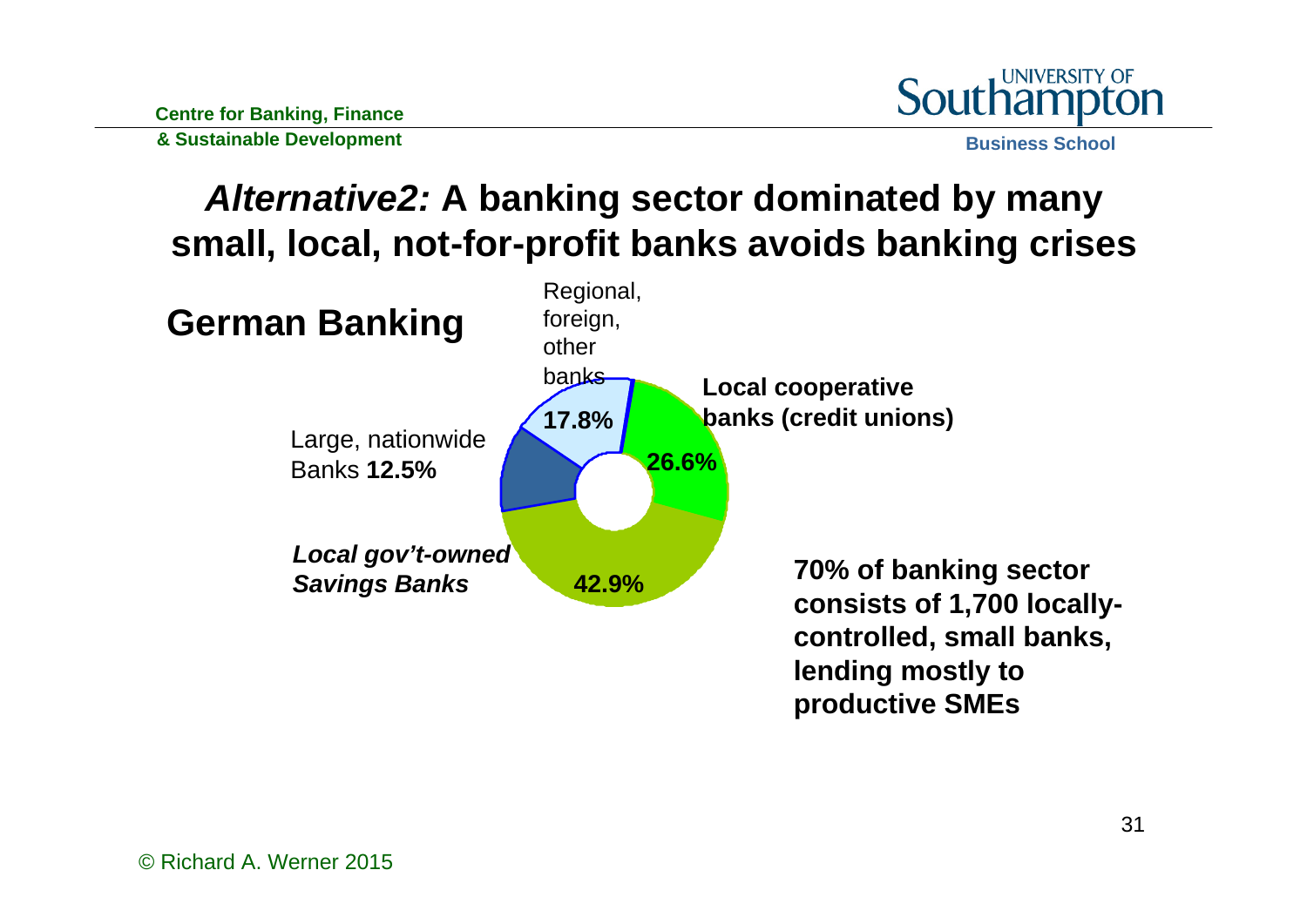# *Alternative2:* A banking sector dominated by many small, local, not-for-profit banks avoids banking crises

## German Banking

- Regional, foreign, other banks **17.8%**
- **Local cooperative banks (credit unions)** **26.6%**
- ***Local gov't-owned Savings Banks*** **42.9%**
- Large, nationwide Banks **12.5%**

**70% of banking sector consists of 1,700 locally-controlled, small banks, lending mostly to productive SMEs**

© Richard A. Werner 2015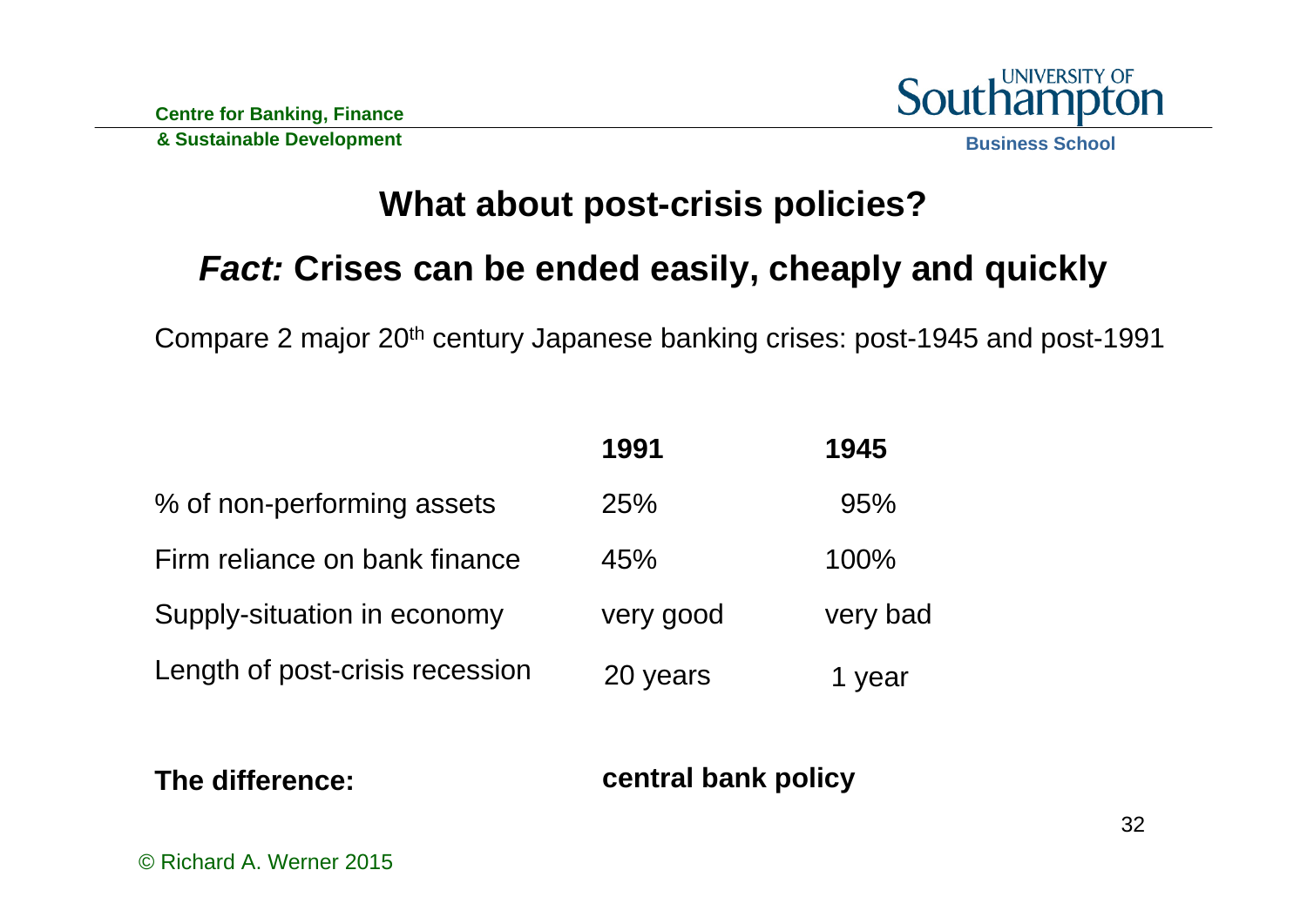## What about post-crisis policies?

## *Fact:* Crises can be ended easily, cheaply and quickly

Compare 2 major 20th century Japanese banking crises: post-1945 and post-1991

| | **1991** | **1945** |
|---|---|---|
| % of non-performing assets | 25% | 95% |
| Firm reliance on bank finance | 45% | 100% |
| Supply-situation in economy | very good | very bad |
| Length of post-crisis recession | 20 years | 1 year |

**The difference:** **central bank policy**

© Richard A. Werner 2015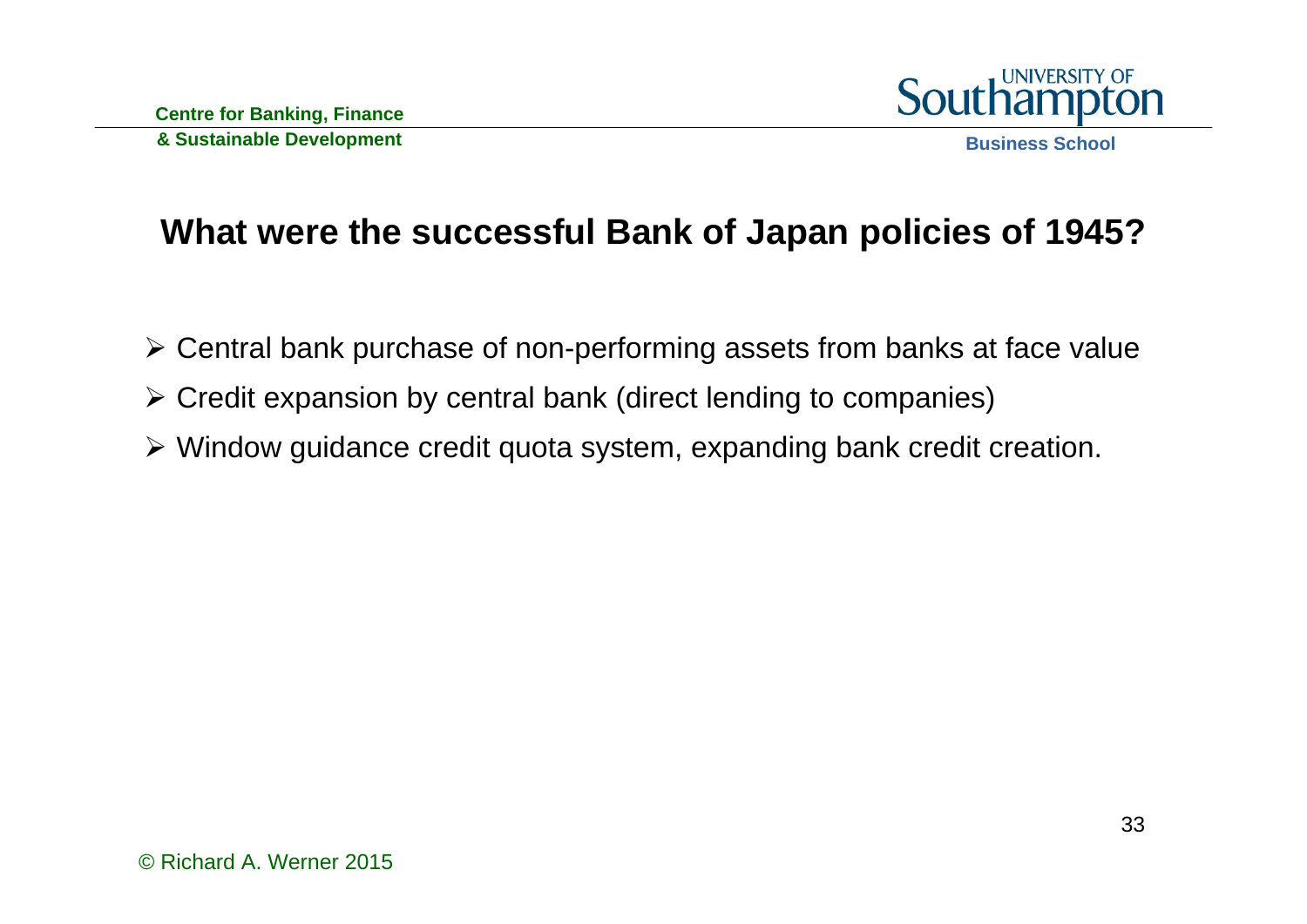# What were the successful Bank of Japan policies of 1945?

- Central bank purchase of non-performing assets from banks at face value
- Credit expansion by central bank (direct lending to companies)
- Window guidance credit quota system, expanding bank credit creation.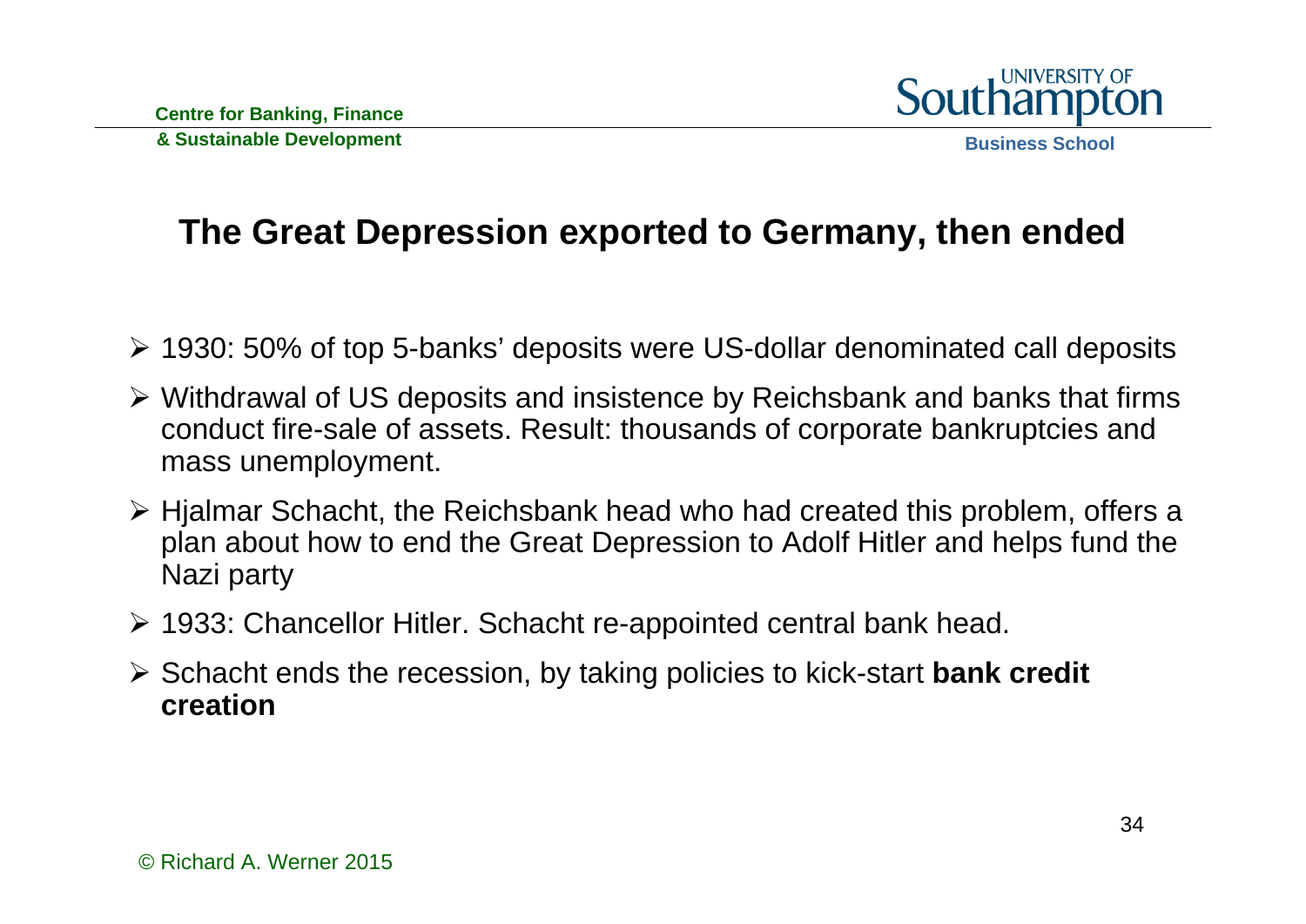# The Great Depression exported to Germany, then ended

- 1930: 50% of top 5-banks' deposits were US-dollar denominated call deposits
- Withdrawal of US deposits and insistence by Reichsbank and banks that firms conduct fire-sale of assets. Result: thousands of corporate bankruptcies and mass unemployment.
- Hjalmar Schacht, the Reichsbank head who had created this problem, offers a plan about how to end the Great Depression to Adolf Hitler and helps fund the Nazi party
- 1933: Chancellor Hitler. Schacht re-appointed central bank head.
- Schacht ends the recession, by taking policies to kick-start **bank credit creation**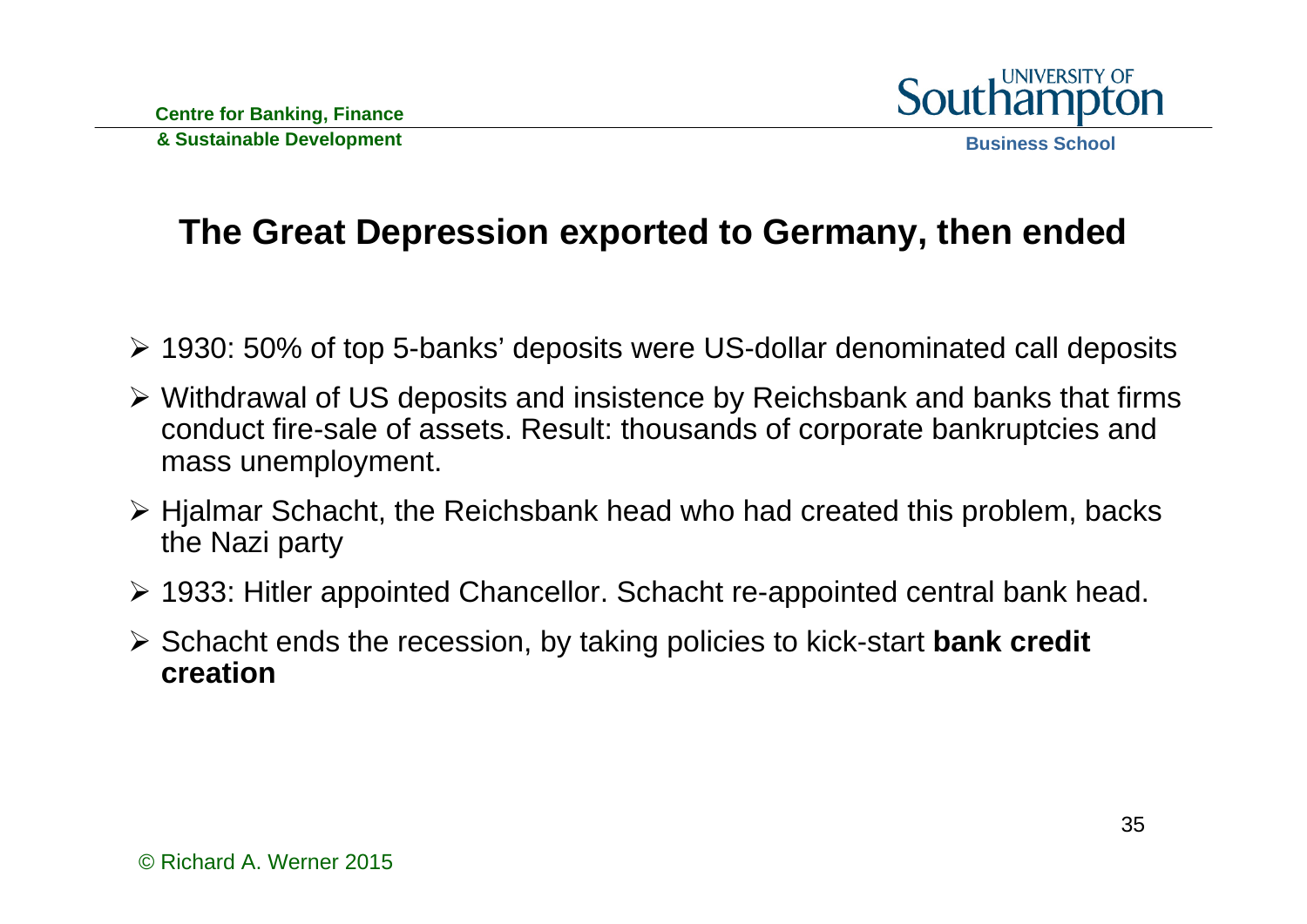# The Great Depression exported to Germany, then ended

- 1930: 50% of top 5-banks' deposits were US-dollar denominated call deposits
- Withdrawal of US deposits and insistence by Reichsbank and banks that firms conduct fire-sale of assets. Result: thousands of corporate bankruptcies and mass unemployment.
- Hjalmar Schacht, the Reichsbank head who had created this problem, backs the Nazi party
- 1933: Hitler appointed Chancellor. Schacht re-appointed central bank head.
- Schacht ends the recession, by taking policies to kick-start **bank credit creation**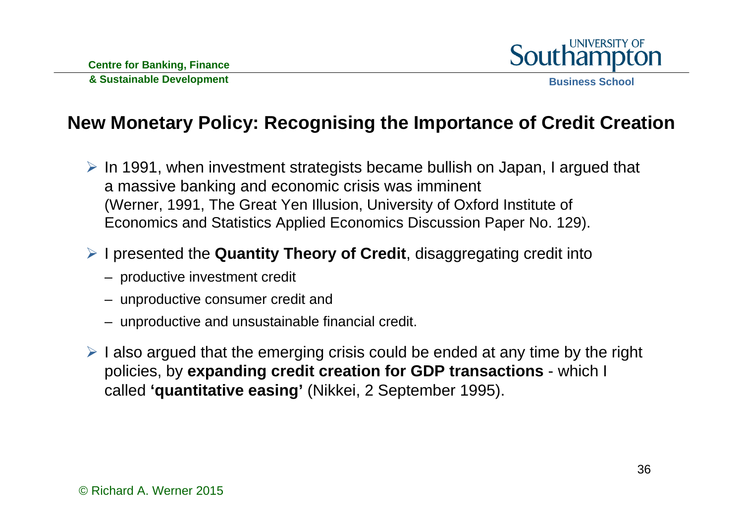## New Monetary Policy: Recognising the Importance of Credit Creation

- In 1991, when investment strategists became bullish on Japan, I argued that a massive banking and economic crisis was imminent (Werner, 1991, The Great Yen Illusion, University of Oxford Institute of Economics and Statistics Applied Economics Discussion Paper No. 129).
- I presented the **Quantity Theory of Credit**, disaggregating credit into
  - productive investment credit
  - unproductive consumer credit and
  - unproductive and unsustainable financial credit.
- I also argued that the emerging crisis could be ended at any time by the right policies, by **expanding credit creation for GDP transactions** - which I called **'quantitative easing'** (Nikkei, 2 September 1995).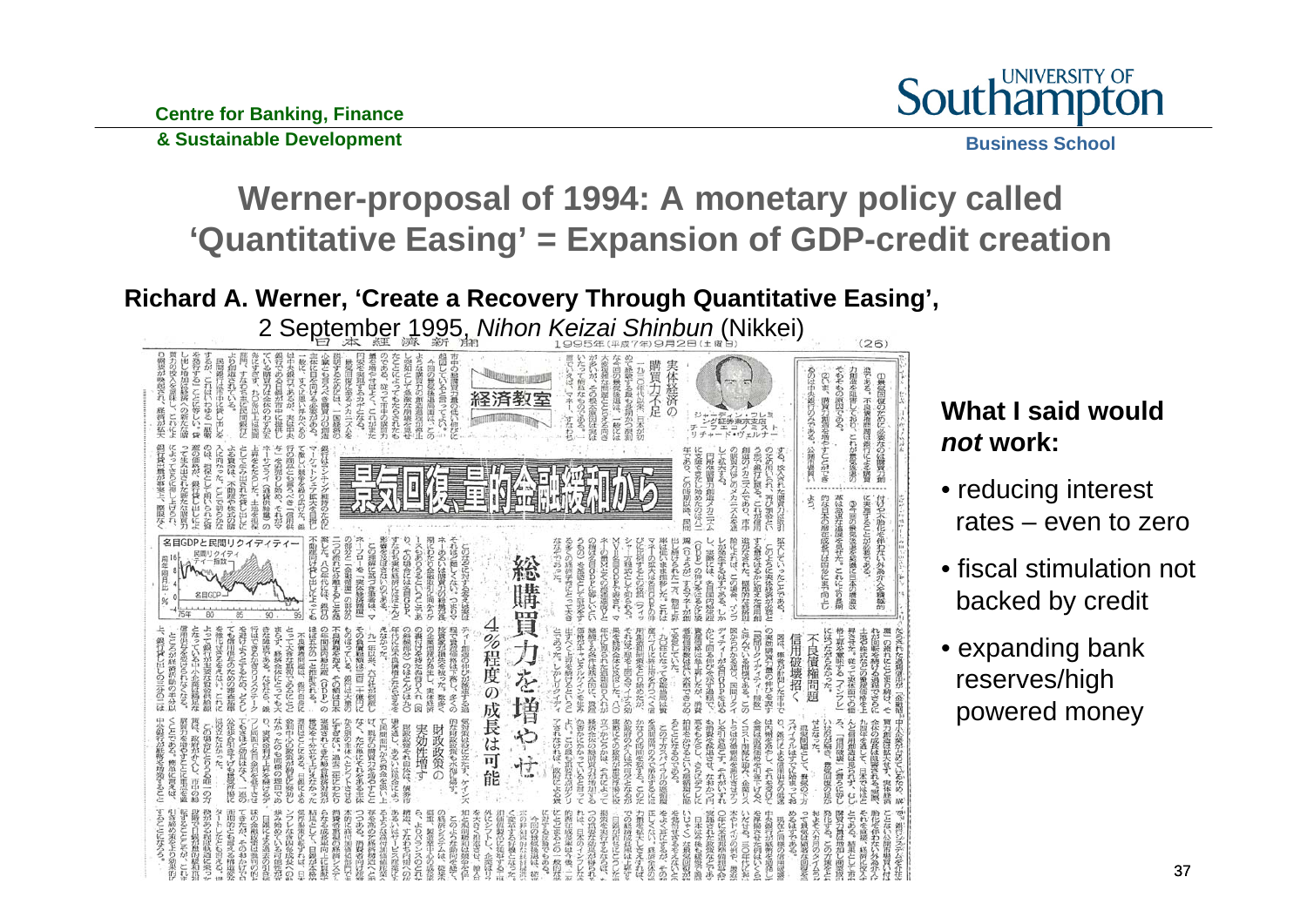# Werner-proposal of 1994: A monetary policy called 'Quantitative Easing' = Expansion of GDP-credit creation

**Richard A. Werner, 'Create a Recovery Through Quantitative Easing',**
2 September 1995, *Nihon Keizai Shinbun* (Nikkei)

景気回復、量的金融緩和から

**What I said would *not* work:**

- reducing interest rates – even to zero
- fiscal stimulation not backed by credit
- expanding bank reserves/high powered money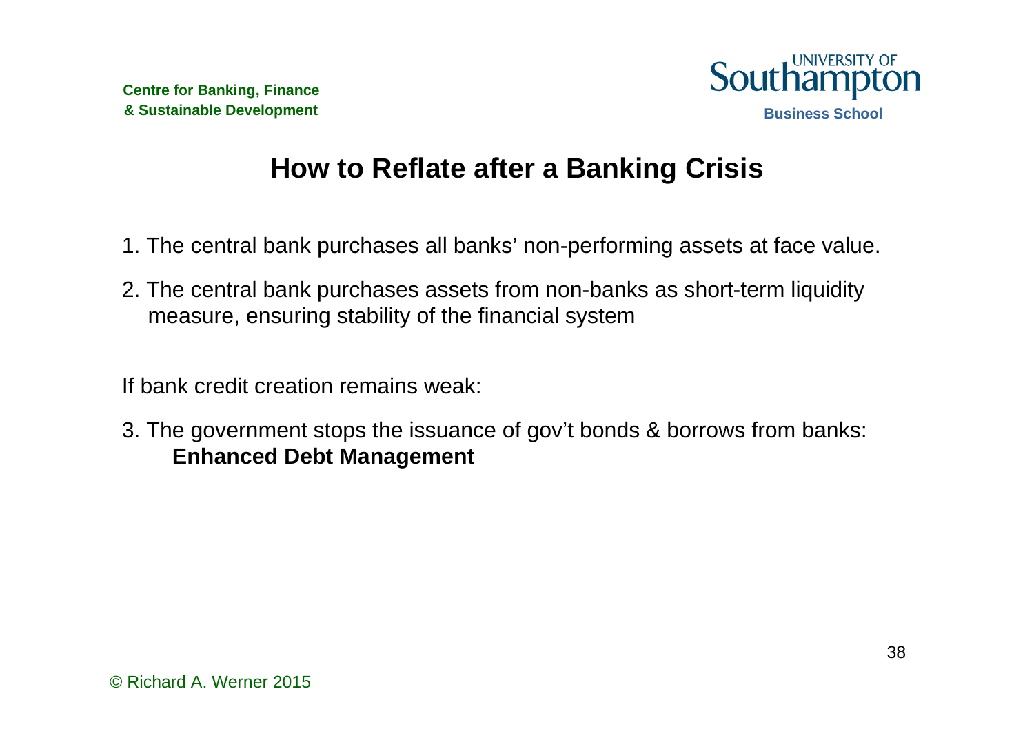# How to Reflate after a Banking Crisis

1. The central bank purchases all banks' non-performing assets at face value.
2. The central bank purchases assets from non-banks as short-term liquidity measure, ensuring stability of the financial system

If bank credit creation remains weak:

3. The government stops the issuance of gov't bonds & borrows from banks: **Enhanced Debt Management**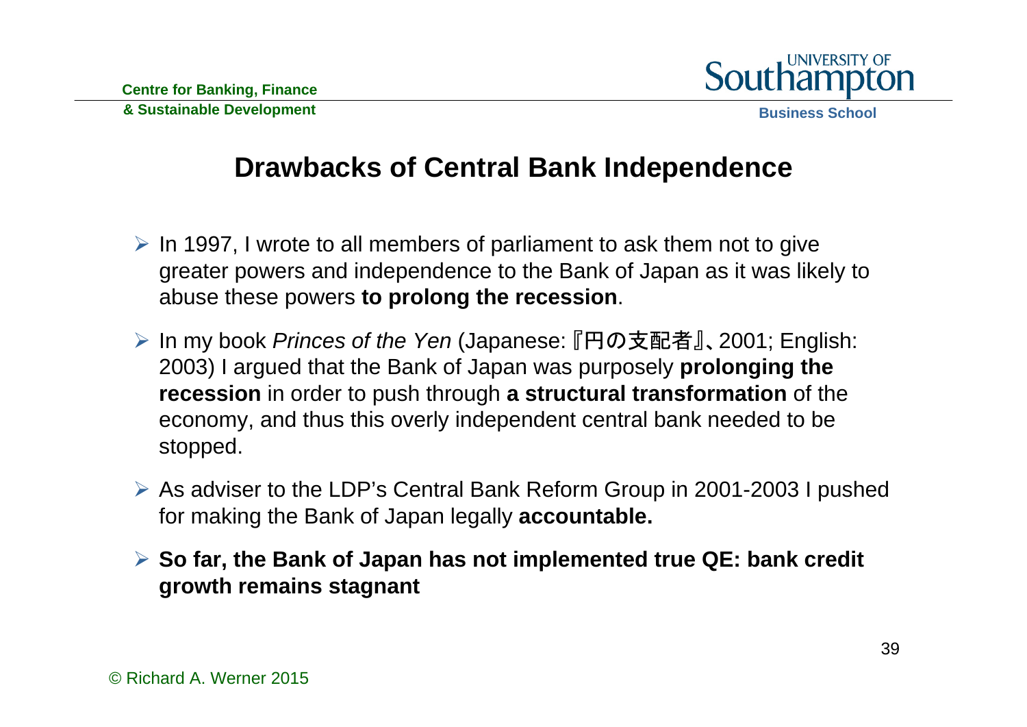# Drawbacks of Central Bank Independence

- In 1997, I wrote to all members of parliament to ask them not to give greater powers and independence to the Bank of Japan as it was likely to abuse these powers **to prolong the recession**.
- In my book *Princes of the Yen* (Japanese:『円の支配者』, 2001; English: 2003) I argued that the Bank of Japan was purposely **prolonging the recession** in order to push through **a structural transformation** of the economy, and thus this overly independent central bank needed to be stopped.
- As adviser to the LDP's Central Bank Reform Group in 2001-2003 I pushed for making the Bank of Japan legally **accountable.**
- **So far, the Bank of Japan has not implemented true QE: bank credit growth remains stagnant**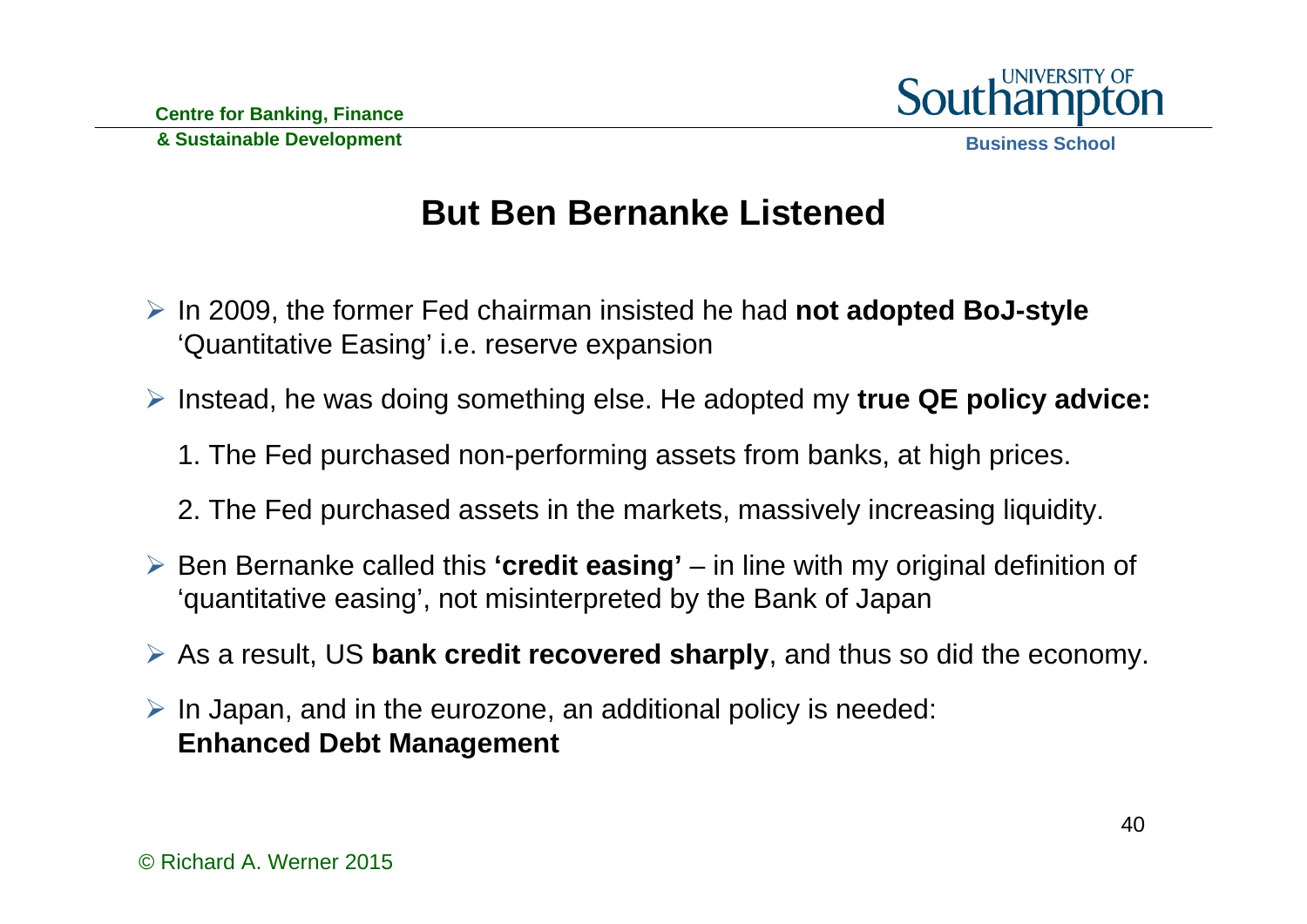# But Ben Bernanke Listened

- In 2009, the former Fed chairman insisted he had **not adopted BoJ-style** 'Quantitative Easing' i.e. reserve expansion
- Instead, he was doing something else. He adopted my **true QE policy advice:**

  1. The Fed purchased non-performing assets from banks, at high prices.

  2. The Fed purchased assets in the markets, massively increasing liquidity.

- Ben Bernanke called this **'credit easing'** – in line with my original definition of 'quantitative easing', not misinterpreted by the Bank of Japan
- As a result, US **bank credit recovered sharply**, and thus so did the economy.
- In Japan, and in the eurozone, an additional policy is needed: **Enhanced Debt Management**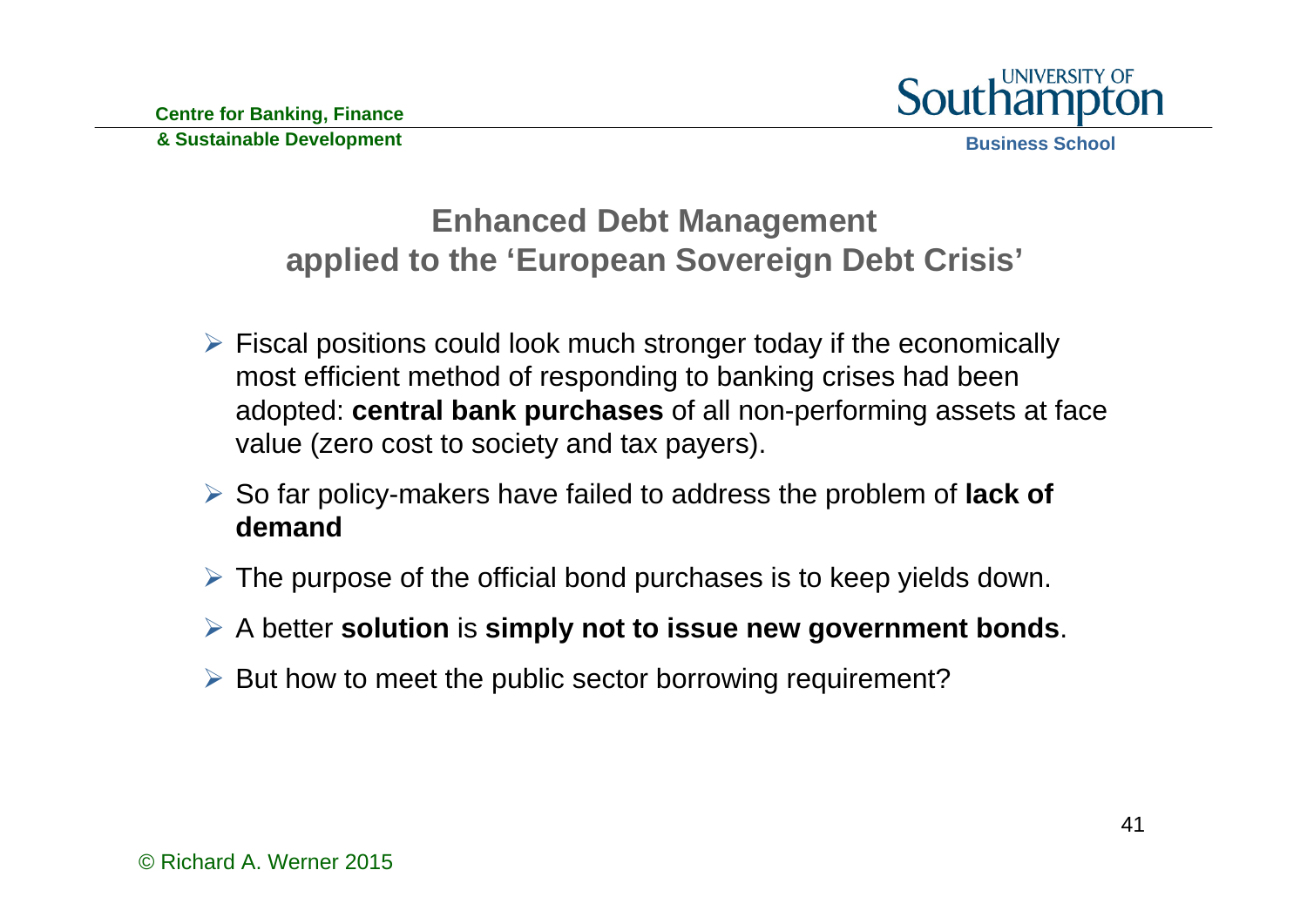## Enhanced Debt Management applied to the 'European Sovereign Debt Crisis'

- Fiscal positions could look much stronger today if the economically most efficient method of responding to banking crises had been adopted: **central bank purchases** of all non-performing assets at face value (zero cost to society and tax payers).
- So far policy-makers have failed to address the problem of **lack of demand**
- The purpose of the official bond purchases is to keep yields down.
- A better **solution** is **simply not to issue new government bonds**.
- But how to meet the public sector borrowing requirement?

© Richard A. Werner 2015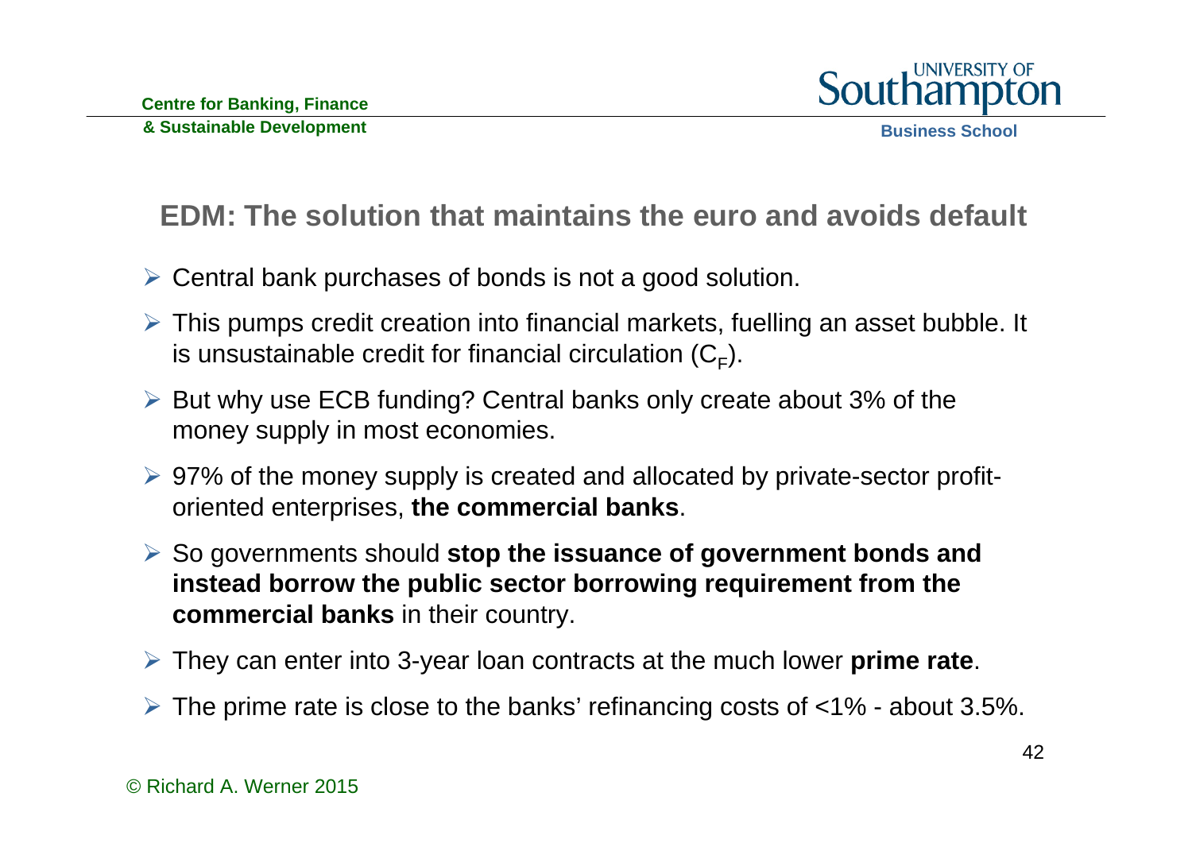## EDM: The solution that maintains the euro and avoids default

- Central bank purchases of bonds is not a good solution.
- This pumps credit creation into financial markets, fuelling an asset bubble. It is unsustainable credit for financial circulation ($C_F$).
- But why use ECB funding? Central banks only create about 3% of the money supply in most economies.
- 97% of the money supply is created and allocated by private-sector profit-oriented enterprises, **the commercial banks**.
- So governments should **stop the issuance of government bonds and instead borrow the public sector borrowing requirement from the commercial banks** in their country.
- They can enter into 3-year loan contracts at the much lower **prime rate**.
- The prime rate is close to the banks' refinancing costs of <1% - about 3.5%.

© Richard A. Werner 2015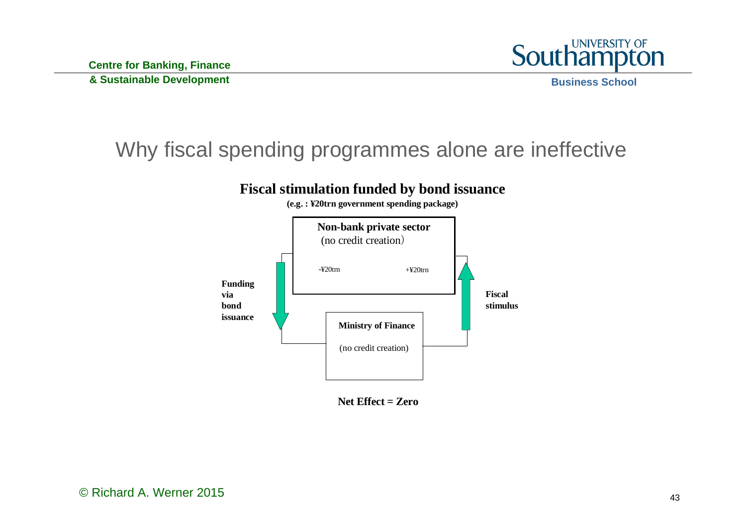# Why fiscal spending programmes alone are ineffective

**Fiscal stimulation funded by bond issuance**

**(e.g. : ¥20trn government spending package)**

**Non-bank private sector**
(no credit creation)

-¥20trn

+¥20trn

**Funding via bond issuance**

**Fiscal stimulus**

**Ministry of Finance**
(no credit creation)

**Net Effect = Zero**

© Richard A. Werner 2015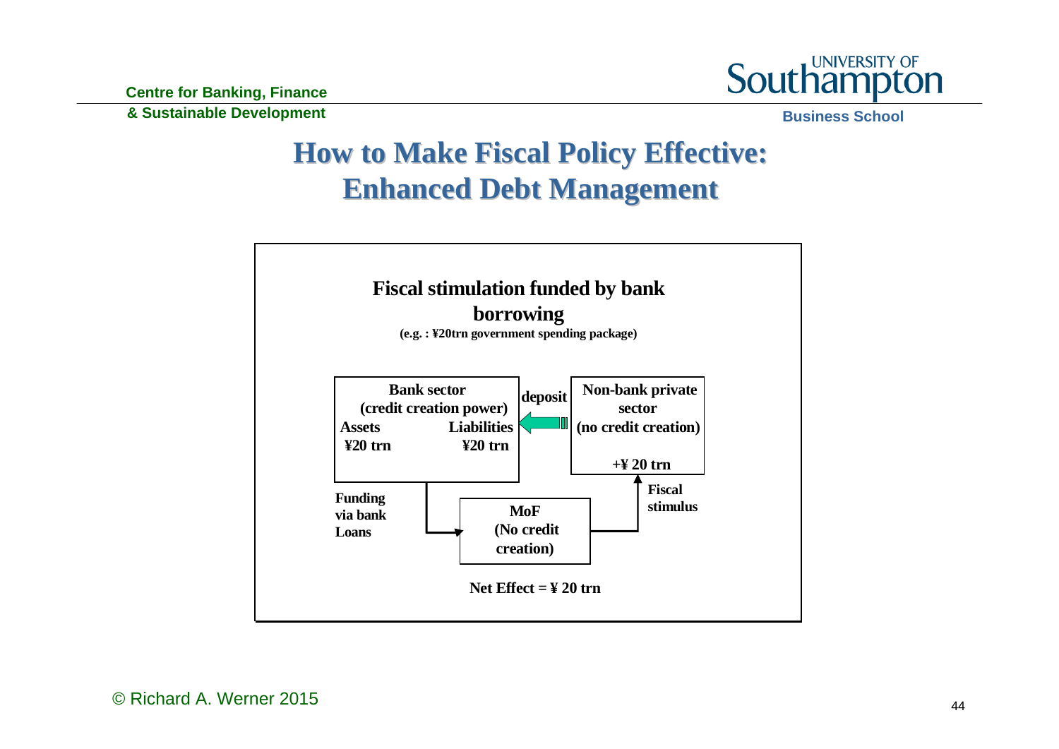# How to Make Fiscal Policy Effective: Enhanced Debt Management

**Fiscal stimulation funded by bank borrowing**

**(e.g. : ¥20trn government spending package)**

**Bank sector (credit creation power)**

| Assets | Liabilities |
|---|---|
| ¥20 trn | ¥20 trn |

**deposit**

**Non-bank private sector (no credit creation)**

**+¥ 20 trn**

**Funding via bank Loans**

**MoF (No credit creation)**

**Fiscal stimulus**

**Net Effect = ¥ 20 trn**

© Richard A. Werner 2015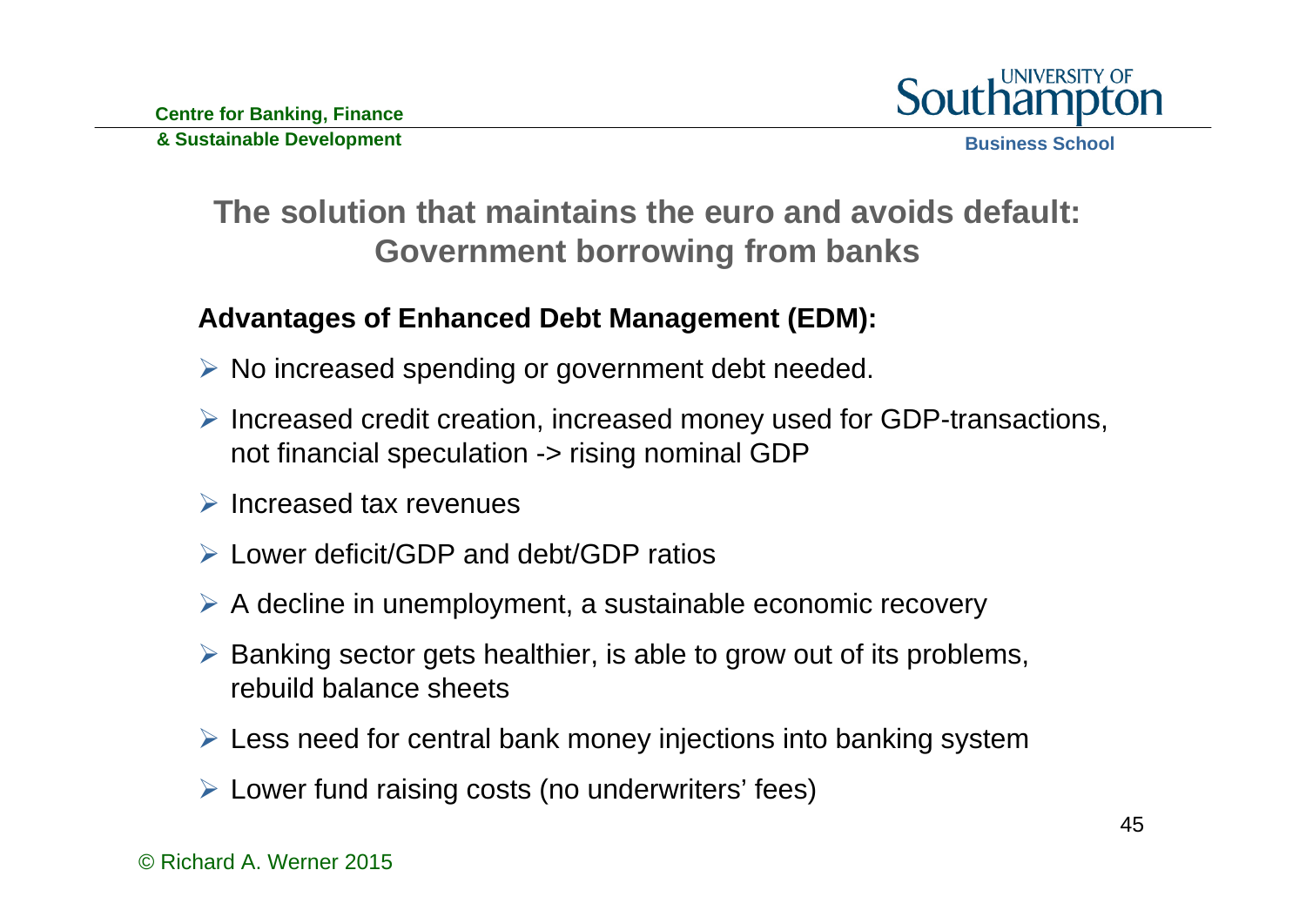## The solution that maintains the euro and avoids default: Government borrowing from banks

**Advantages of Enhanced Debt Management (EDM):**

- No increased spending or government debt needed.
- Increased credit creation, increased money used for GDP-transactions, not financial speculation -> rising nominal GDP
- Increased tax revenues
- Lower deficit/GDP and debt/GDP ratios
- A decline in unemployment, a sustainable economic recovery
- Banking sector gets healthier, is able to grow out of its problems, rebuild balance sheets
- Less need for central bank money injections into banking system
- Lower fund raising costs (no underwriters' fees)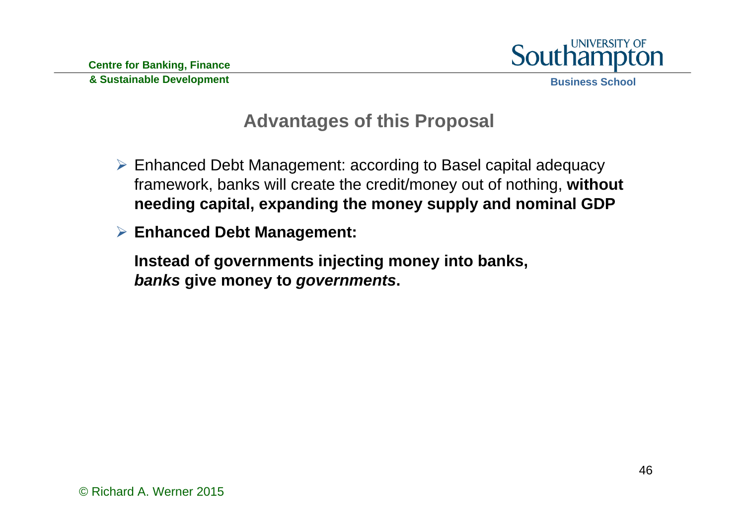# Advantages of this Proposal

- Enhanced Debt Management: according to Basel capital adequacy framework, banks will create the credit/money out of nothing, **without needing capital, expanding the money supply and nominal GDP**
- **Enhanced Debt Management:**

  **Instead of governments injecting money into banks,**
  ***banks* give money to *governments*.**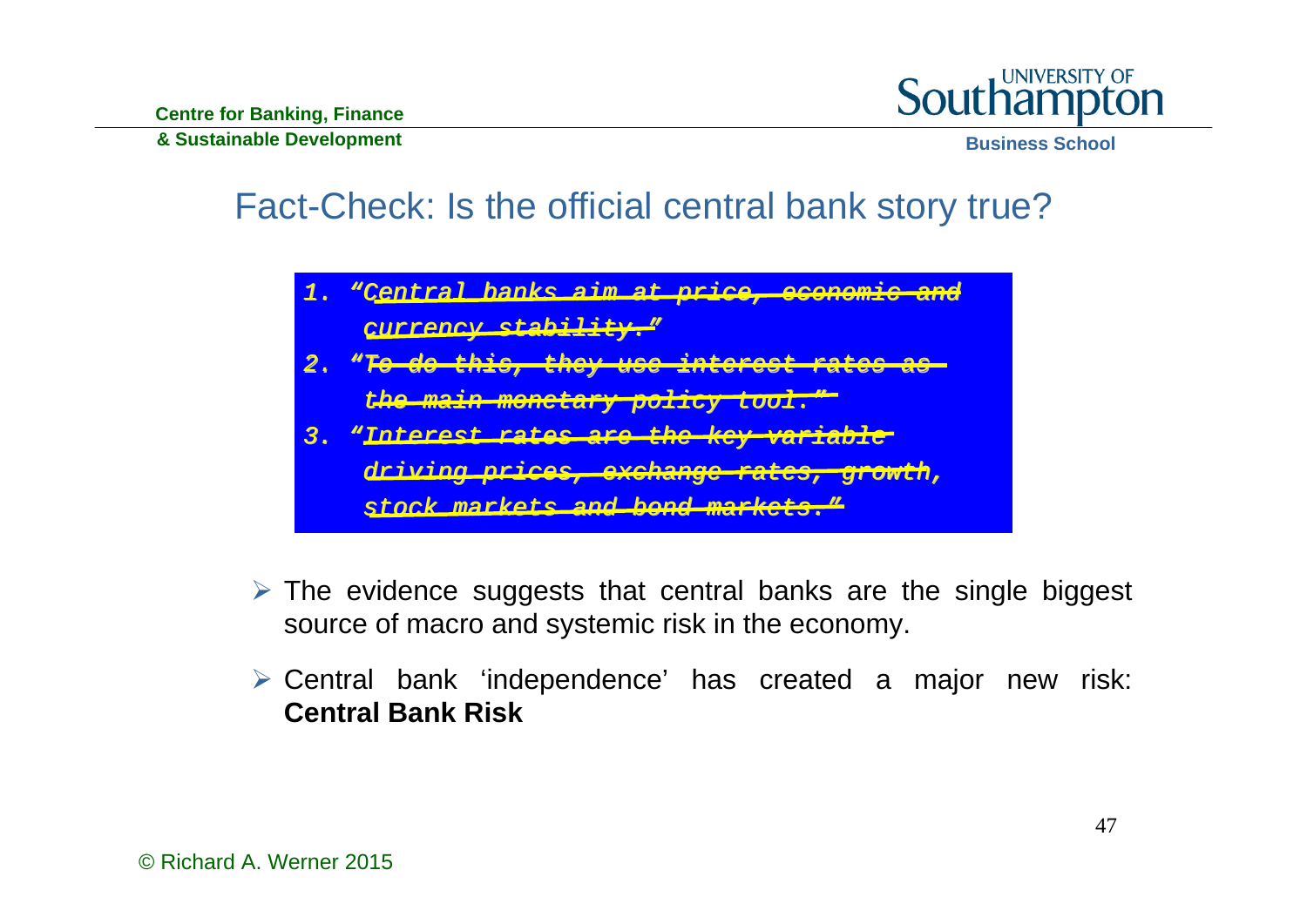# Fact-Check: Is the official central bank story true?

1. ~~*"Central banks aim at price, economic and currency stability."*~~
2. ~~*"To do this, they use interest rates as the main monetary policy tool."*~~
3. ~~*"Interest rates are the key variable driving prices, exchange rates, growth, stock markets and bond markets."*~~

- The evidence suggests that central banks are the single biggest source of macro and systemic risk in the economy.
- Central bank 'independence' has created a major new risk: **Central Bank Risk**

© Richard A. Werner 2015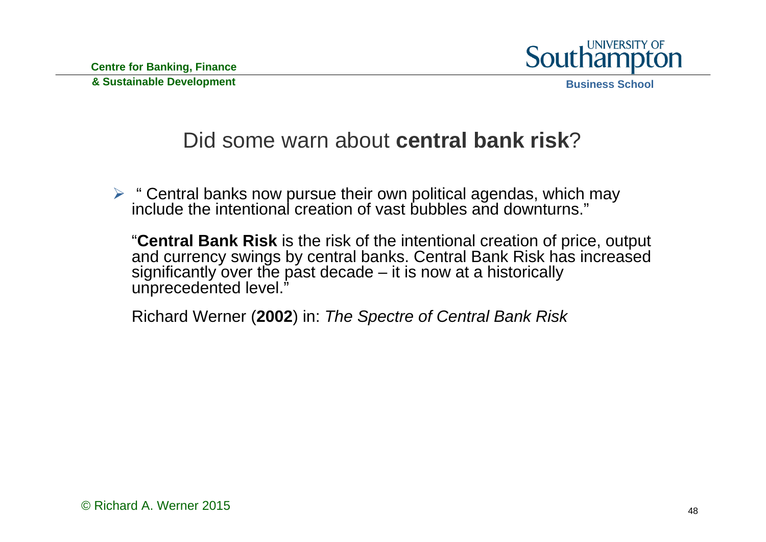# Did some warn about **central bank risk**?

- " Central banks now pursue their own political agendas, which may include the intentional creation of vast bubbles and downturns."

  "**Central Bank Risk** is the risk of the intentional creation of price, output and currency swings by central banks. Central Bank Risk has increased significantly over the past decade – it is now at a historically unprecedented level."

  Richard Werner (**2002**) in: *The Spectre of Central Bank Risk*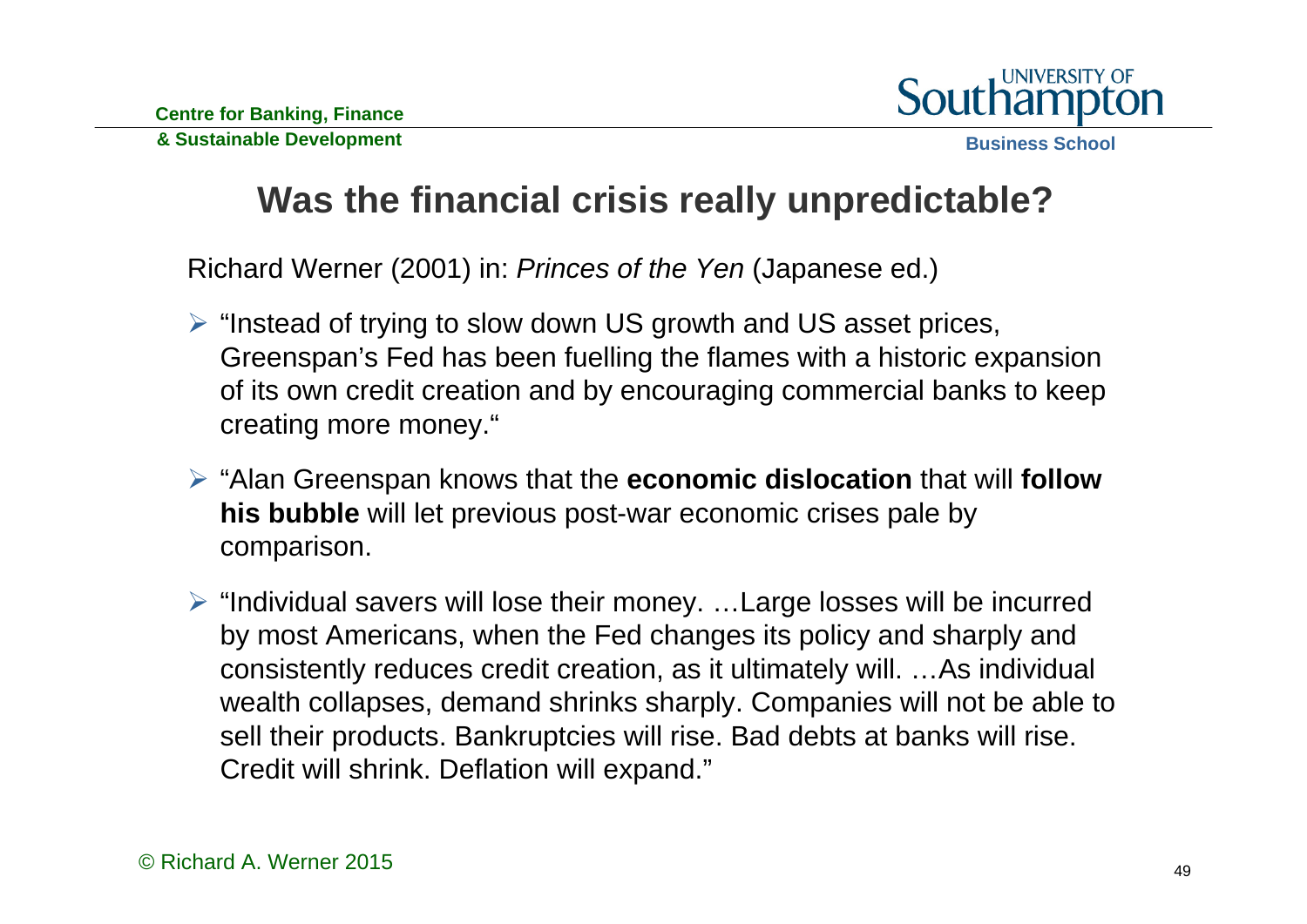# Was the financial crisis really unpredictable?

Richard Werner (2001) in: *Princes of the Yen* (Japanese ed.)

- "Instead of trying to slow down US growth and US asset prices, Greenspan's Fed has been fuelling the flames with a historic expansion of its own credit creation and by encouraging commercial banks to keep creating more money."
- "Alan Greenspan knows that the **economic dislocation** that will **follow his bubble** will let previous post-war economic crises pale by comparison.
- "Individual savers will lose their money. …Large losses will be incurred by most Americans, when the Fed changes its policy and sharply and consistently reduces credit creation, as it ultimately will. …As individual wealth collapses, demand shrinks sharply. Companies will not be able to sell their products. Bankruptcies will rise. Bad debts at banks will rise. Credit will shrink. Deflation will expand."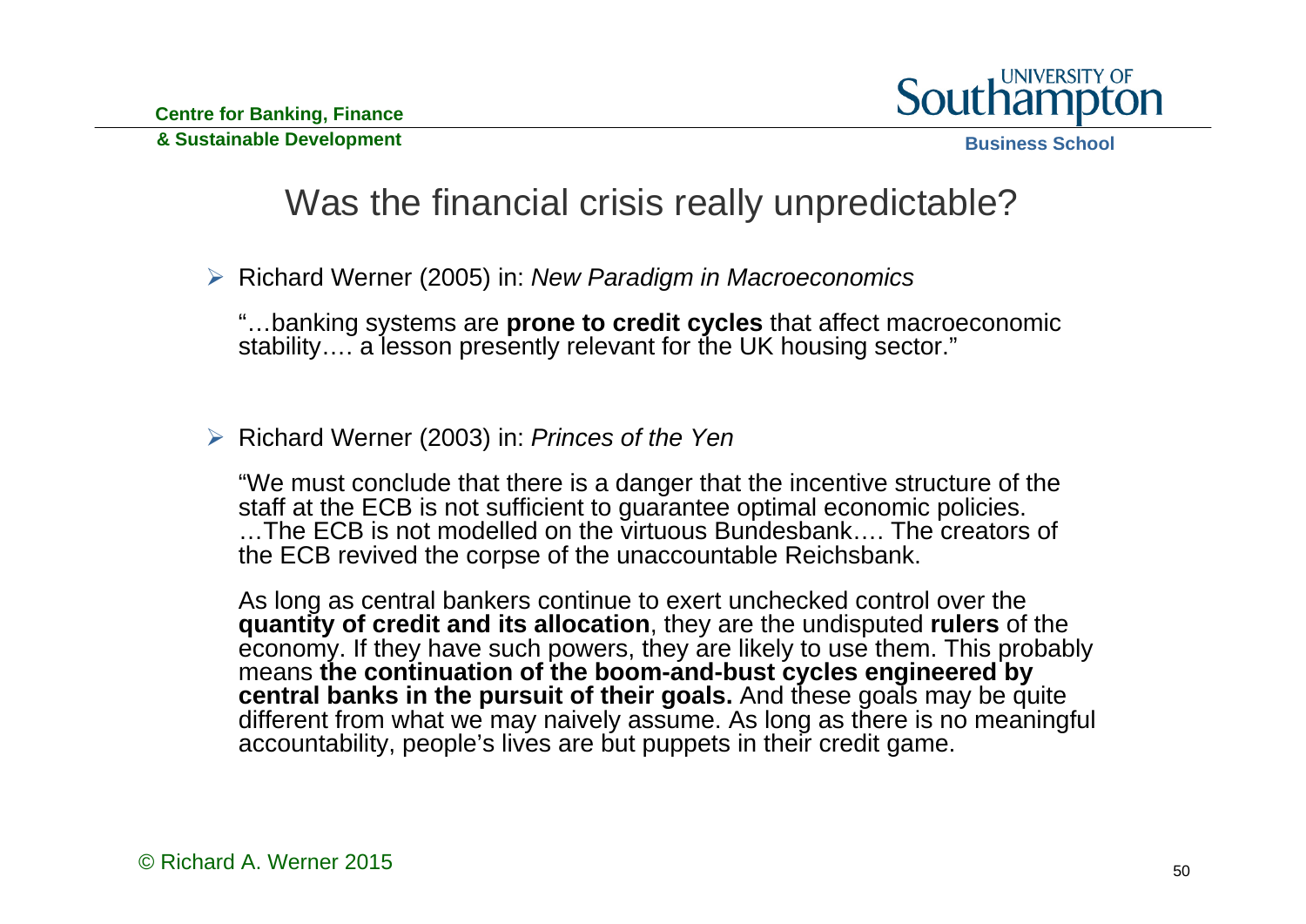# Was the financial crisis really unpredictable?

- Richard Werner (2005) in: *New Paradigm in Macroeconomics*

  "…banking systems are **prone to credit cycles** that affect macroeconomic stability…. a lesson presently relevant for the UK housing sector."

- Richard Werner (2003) in: *Princes of the Yen*

  "We must conclude that there is a danger that the incentive structure of the staff at the ECB is not sufficient to guarantee optimal economic policies. …The ECB is not modelled on the virtuous Bundesbank…. The creators of the ECB revived the corpse of the unaccountable Reichsbank.

  As long as central bankers continue to exert unchecked control over the **quantity of credit and its allocation**, they are the undisputed **rulers** of the economy. If they have such powers, they are likely to use them. This probably means **the continuation of the boom-and-bust cycles engineered by central banks in the pursuit of their goals.** And these goals may be quite different from what we may naively assume. As long as there is no meaningful accountability, people's lives are but puppets in their credit game.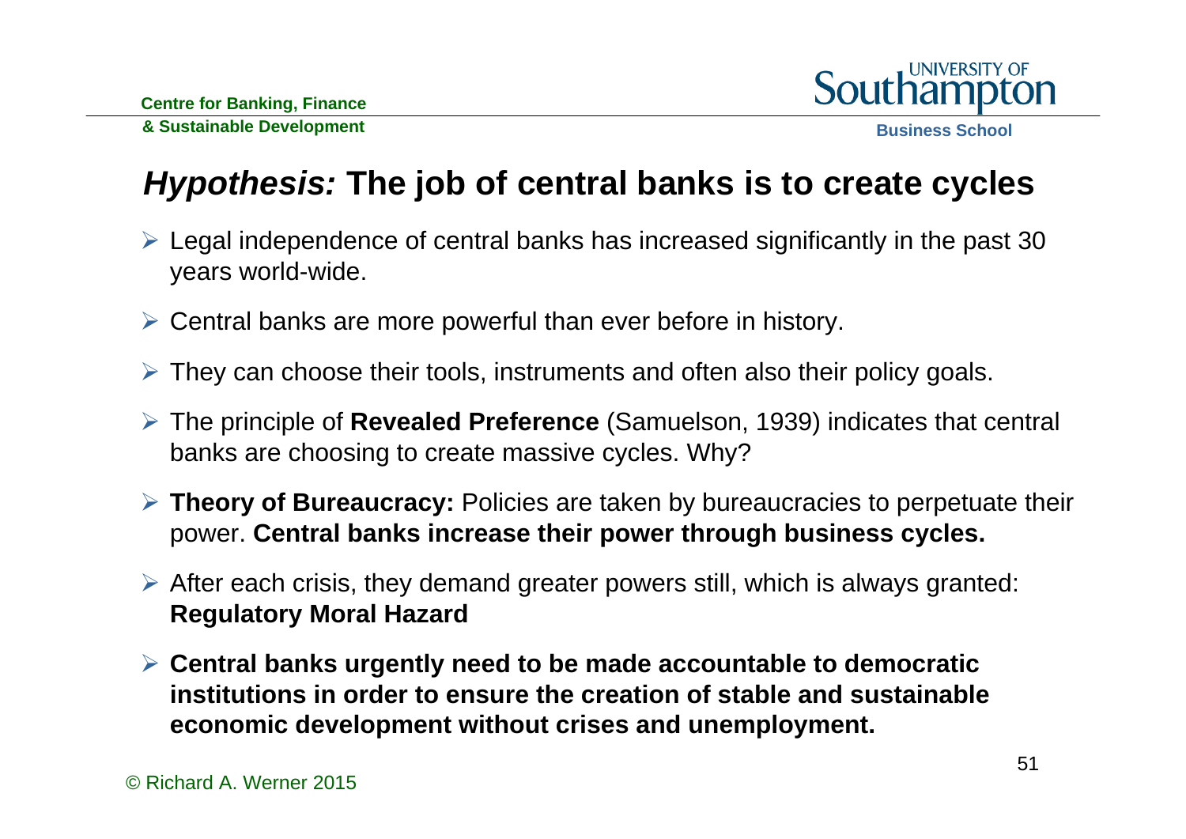# *Hypothesis:* The job of central banks is to create cycles

- Legal independence of central banks has increased significantly in the past 30 years world-wide.
- Central banks are more powerful than ever before in history.
- They can choose their tools, instruments and often also their policy goals.
- The principle of **Revealed Preference** (Samuelson, 1939) indicates that central banks are choosing to create massive cycles. Why?
- **Theory of Bureaucracy:** Policies are taken by bureaucracies to perpetuate their power. **Central banks increase their power through business cycles.**
- After each crisis, they demand greater powers still, which is always granted: **Regulatory Moral Hazard**
- **Central banks urgently need to be made accountable to democratic institutions in order to ensure the creation of stable and sustainable economic development without crises and unemployment.**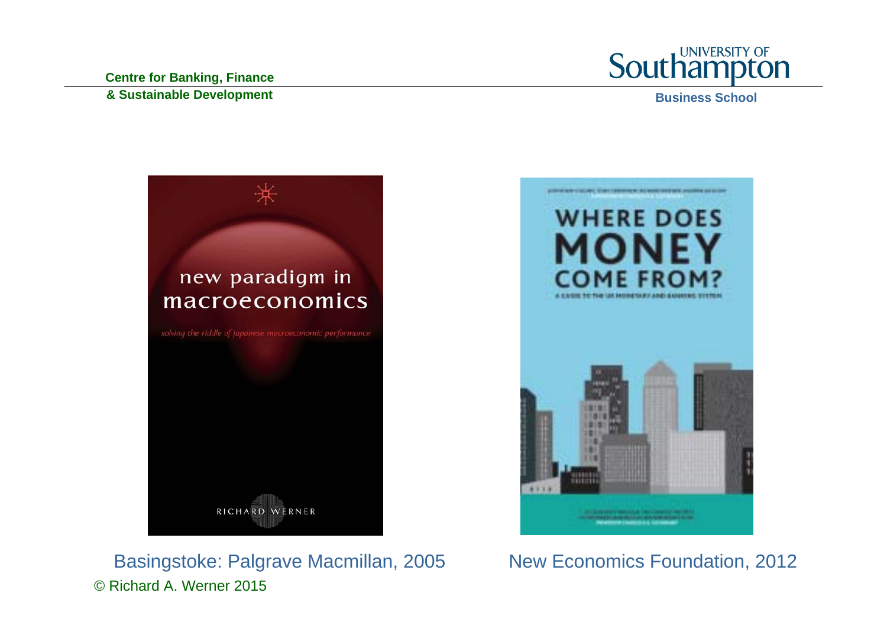new paradigm in macroeconomics

*solving the riddle of japanese macroeconomic performance*

RICHARD WERNER

Basingstoke: Palgrave Macmillan, 2005

WHERE DOES MONEY COME FROM?

New Economics Foundation, 2012

© Richard A. Werner 2015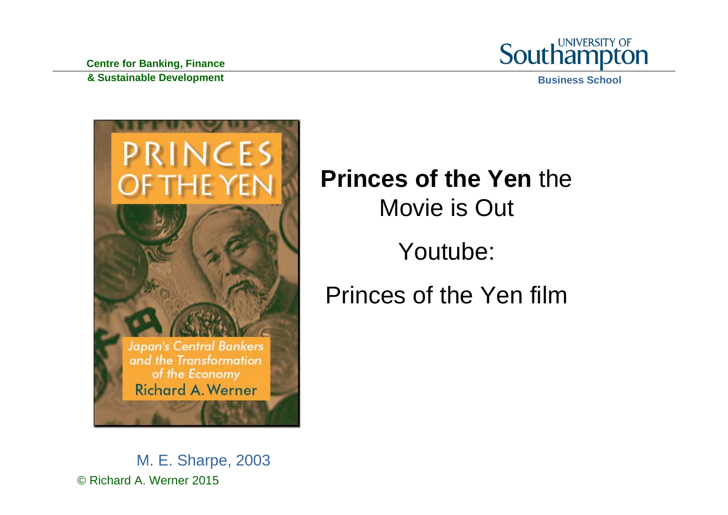**Princes of the Yen** the Movie is Out

Youtube:

Princes of the Yen film

M. E. Sharpe, 2003

© Richard A. Werner 2015